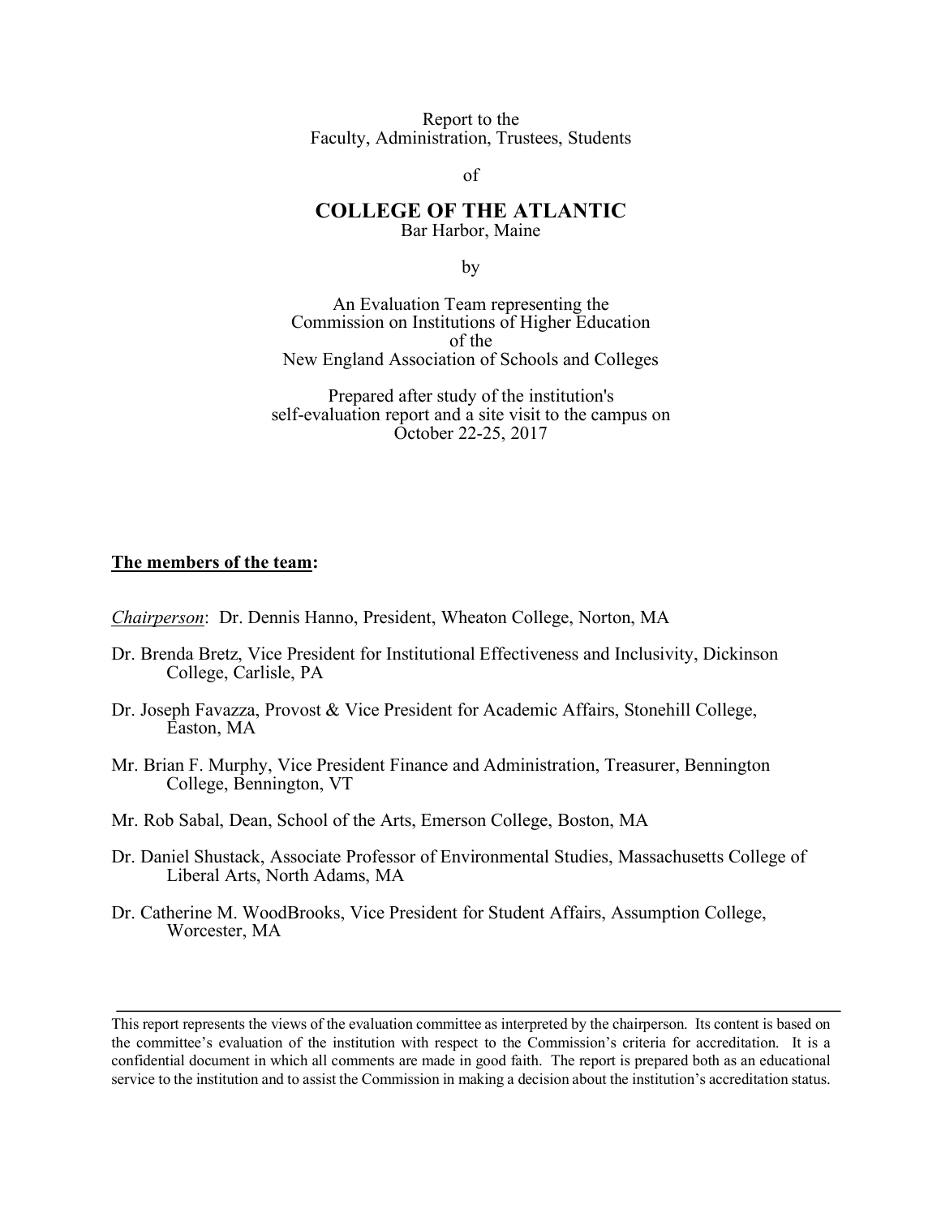Report to the
Faculty, Administration, Trustees, Students

of

# COLLEGE OF THE ATLANTIC

Bar Harbor, Maine

by

An Evaluation Team representing the
Commission on Institutions of Higher Education
of the
New England Association of Schools and Colleges

Prepared after study of the institution's
self-evaluation report and a site visit to the campus on
October 22-25, 2017

**The members of the team:**

*Chairperson*: Dr. Dennis Hanno, President, Wheaton College, Norton, MA

Dr. Brenda Bretz, Vice President for Institutional Effectiveness and Inclusivity, Dickinson College, Carlisle, PA

Dr. Joseph Favazza, Provost & Vice President for Academic Affairs, Stonehill College, Easton, MA

Mr. Brian F. Murphy, Vice President Finance and Administration, Treasurer, Bennington College, Bennington, VT

Mr. Rob Sabal, Dean, School of the Arts, Emerson College, Boston, MA

Dr. Daniel Shustack, Associate Professor of Environmental Studies, Massachusetts College of Liberal Arts, North Adams, MA

Dr. Catherine M. WoodBrooks, Vice President for Student Affairs, Assumption College, Worcester, MA

---

This report represents the views of the evaluation committee as interpreted by the chairperson. Its content is based on the committee's evaluation of the institution with respect to the Commission's criteria for accreditation. It is a confidential document in which all comments are made in good faith. The report is prepared both as an educational service to the institution and to assist the Commission in making a decision about the institution's accreditation status.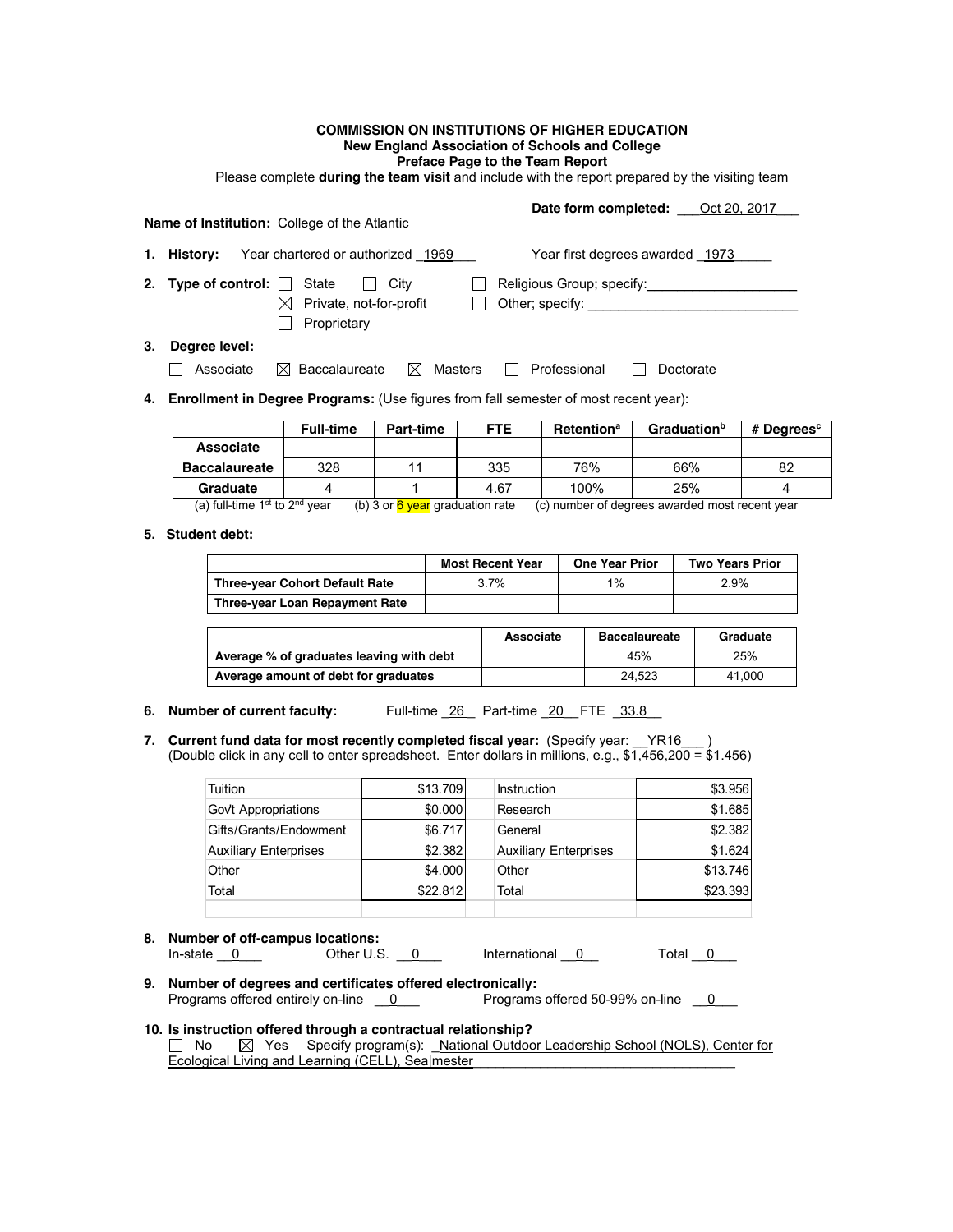**COMMISSION ON INSTITUTIONS OF HIGHER EDUCATION**
**New England Association of Schools and College**
**Preface Page to the Team Report**
Please complete **during the team visit** and include with the report prepared by the visiting team

**Date form completed:** Oct 20, 2017

**Name of Institution:** College of the Atlantic

1. **History:** Year chartered or authorized 1969 Year first degrees awarded 1973

2. **Type of control:** ☐ State ☐ City ☐ Religious Group; specify:____________
   ☒ Private, not-for-profit ☐ Other; specify: ____________
   ☐ Proprietary

3. **Degree level:**
   ☐ Associate ☒ Baccalaureate ☒ Masters ☐ Professional ☐ Doctorate

4. **Enrollment in Degree Programs:** (Use figures from fall semester of most recent year):

|  | Full-time | Part-time | FTE | Retention[a] | Graduation[b] | # Degrees[c] |
|---|---|---|---|---|---|---|
| **Associate** |  |  |  |  |  |  |
| **Baccalaureate** | 328 | 11 | 335 | 76% | 66% | 82 |
| **Graduate** | 4 | 1 | 4.67 | 100% | 25% | 4 |

(a) full-time 1st to 2nd year (b) 3 or 6 year graduation rate (c) number of degrees awarded most recent year

5. **Student debt:**

|  | Most Recent Year | One Year Prior | Two Years Prior |
|---|---|---|---|
| **Three-year Cohort Default Rate** | 3.7% | 1% | 2.9% |
| **Three-year Loan Repayment Rate** |  |  |  |

|  | Associate | Baccalaureate | Graduate |
|---|---|---|---|
| **Average % of graduates leaving with debt** |  | 45% | 25% |
| **Average amount of debt for graduates** |  | 24,523 | 41,000 |

6. **Number of current faculty:** Full-time 26 Part-time 20 FTE 33.8

7. **Current fund data for most recently completed fiscal year:** (Specify year: YR16 )
   (Double click in any cell to enter spreadsheet. Enter dollars in millions, e.g., $1,456,200 = $1.456)

| Tuition | $13.709 | Instruction | $3.956 |
|---|---|---|---|
| Gov't Appropriations | $0.000 | Research | $1.685 |
| Gifts/Grants/Endowment | $6.717 | General | $2.382 |
| Auxiliary Enterprises | $2.382 | Auxiliary Enterprises | $1.624 |
| Other | $4.000 | Other | $13.746 |
| Total | $22.812 | Total | $23.393 |

8. **Number of off-campus locations:**
   In-state 0 Other U.S. 0 International 0 Total 0

9. **Number of degrees and certificates offered electronically:**
   Programs offered entirely on-line 0 Programs offered 50-99% on-line 0

10. **Is instruction offered through a contractual relationship?**
    ☐ No ☒ Yes Specify program(s): National Outdoor Leadership School (NOLS), Center for Ecological Living and Learning (CELL), Sea|mester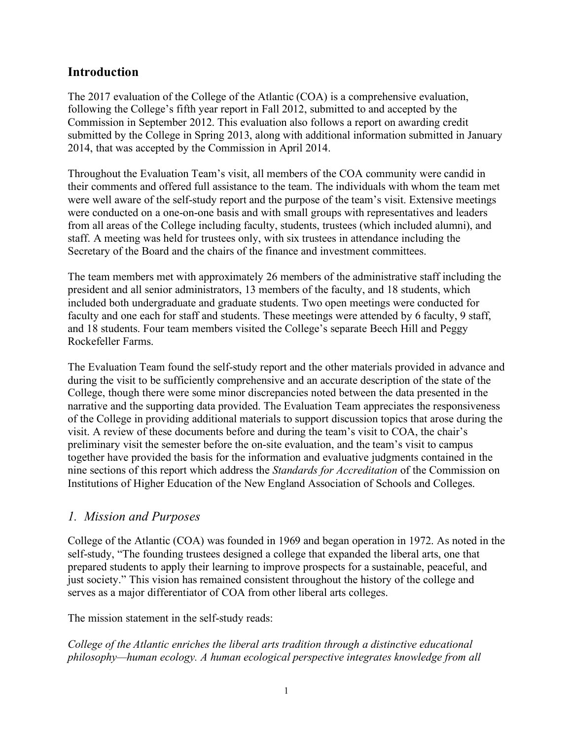## Introduction

The 2017 evaluation of the College of the Atlantic (COA) is a comprehensive evaluation, following the College's fifth year report in Fall 2012, submitted to and accepted by the Commission in September 2012. This evaluation also follows a report on awarding credit submitted by the College in Spring 2013, along with additional information submitted in January 2014, that was accepted by the Commission in April 2014.

Throughout the Evaluation Team's visit, all members of the COA community were candid in their comments and offered full assistance to the team. The individuals with whom the team met were well aware of the self-study report and the purpose of the team's visit. Extensive meetings were conducted on a one-on-one basis and with small groups with representatives and leaders from all areas of the College including faculty, students, trustees (which included alumni), and staff. A meeting was held for trustees only, with six trustees in attendance including the Secretary of the Board and the chairs of the finance and investment committees.

The team members met with approximately 26 members of the administrative staff including the president and all senior administrators, 13 members of the faculty, and 18 students, which included both undergraduate and graduate students. Two open meetings were conducted for faculty and one each for staff and students. These meetings were attended by 6 faculty, 9 staff, and 18 students. Four team members visited the College's separate Beech Hill and Peggy Rockefeller Farms.

The Evaluation Team found the self-study report and the other materials provided in advance and during the visit to be sufficiently comprehensive and an accurate description of the state of the College, though there were some minor discrepancies noted between the data presented in the narrative and the supporting data provided. The Evaluation Team appreciates the responsiveness of the College in providing additional materials to support discussion topics that arose during the visit. A review of these documents before and during the team's visit to COA, the chair's preliminary visit the semester before the on-site evaluation, and the team's visit to campus together have provided the basis for the information and evaluative judgments contained in the nine sections of this report which address the *Standards for Accreditation* of the Commission on Institutions of Higher Education of the New England Association of Schools and Colleges.

## *1. Mission and Purposes*

College of the Atlantic (COA) was founded in 1969 and began operation in 1972. As noted in the self-study, "The founding trustees designed a college that expanded the liberal arts, one that prepared students to apply their learning to improve prospects for a sustainable, peaceful, and just society." This vision has remained consistent throughout the history of the college and serves as a major differentiator of COA from other liberal arts colleges.

The mission statement in the self-study reads:

*College of the Atlantic enriches the liberal arts tradition through a distinctive educational philosophy—human ecology. A human ecological perspective integrates knowledge from all*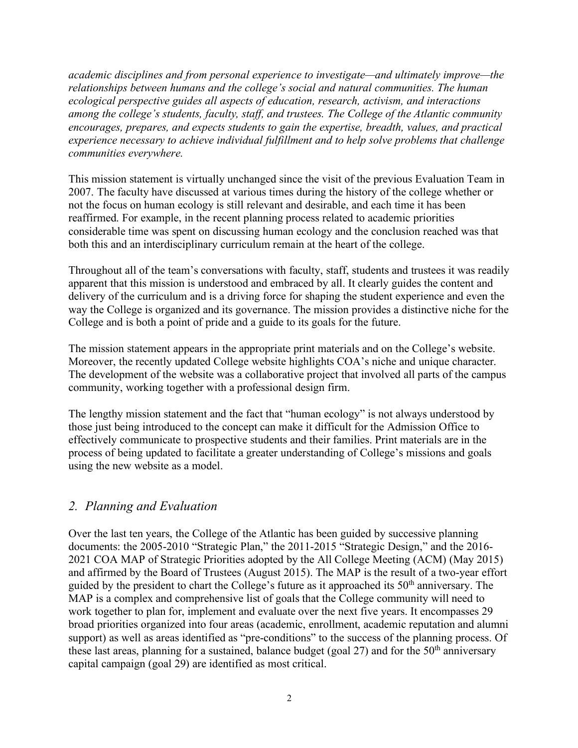*academic disciplines and from personal experience to investigate—and ultimately improve—the relationships between humans and the college's social and natural communities. The human ecological perspective guides all aspects of education, research, activism, and interactions among the college's students, faculty, staff, and trustees. The College of the Atlantic community encourages, prepares, and expects students to gain the expertise, breadth, values, and practical experience necessary to achieve individual fulfillment and to help solve problems that challenge communities everywhere.*

This mission statement is virtually unchanged since the visit of the previous Evaluation Team in 2007. The faculty have discussed at various times during the history of the college whether or not the focus on human ecology is still relevant and desirable, and each time it has been reaffirmed. For example, in the recent planning process related to academic priorities considerable time was spent on discussing human ecology and the conclusion reached was that both this and an interdisciplinary curriculum remain at the heart of the college.

Throughout all of the team's conversations with faculty, staff, students and trustees it was readily apparent that this mission is understood and embraced by all. It clearly guides the content and delivery of the curriculum and is a driving force for shaping the student experience and even the way the College is organized and its governance. The mission provides a distinctive niche for the College and is both a point of pride and a guide to its goals for the future.

The mission statement appears in the appropriate print materials and on the College's website. Moreover, the recently updated College website highlights COA's niche and unique character. The development of the website was a collaborative project that involved all parts of the campus community, working together with a professional design firm.

The lengthy mission statement and the fact that "human ecology" is not always understood by those just being introduced to the concept can make it difficult for the Admission Office to effectively communicate to prospective students and their families. Print materials are in the process of being updated to facilitate a greater understanding of College's missions and goals using the new website as a model.

## *2. Planning and Evaluation*

Over the last ten years, the College of the Atlantic has been guided by successive planning documents: the 2005-2010 "Strategic Plan," the 2011-2015 "Strategic Design," and the 2016-2021 COA MAP of Strategic Priorities adopted by the All College Meeting (ACM) (May 2015) and affirmed by the Board of Trustees (August 2015). The MAP is the result of a two-year effort guided by the president to chart the College's future as it approached its 50th anniversary. The MAP is a complex and comprehensive list of goals that the College community will need to work together to plan for, implement and evaluate over the next five years. It encompasses 29 broad priorities organized into four areas (academic, enrollment, academic reputation and alumni support) as well as areas identified as "pre-conditions" to the success of the planning process. Of these last areas, planning for a sustained, balance budget (goal 27) and for the 50th anniversary capital campaign (goal 29) are identified as most critical.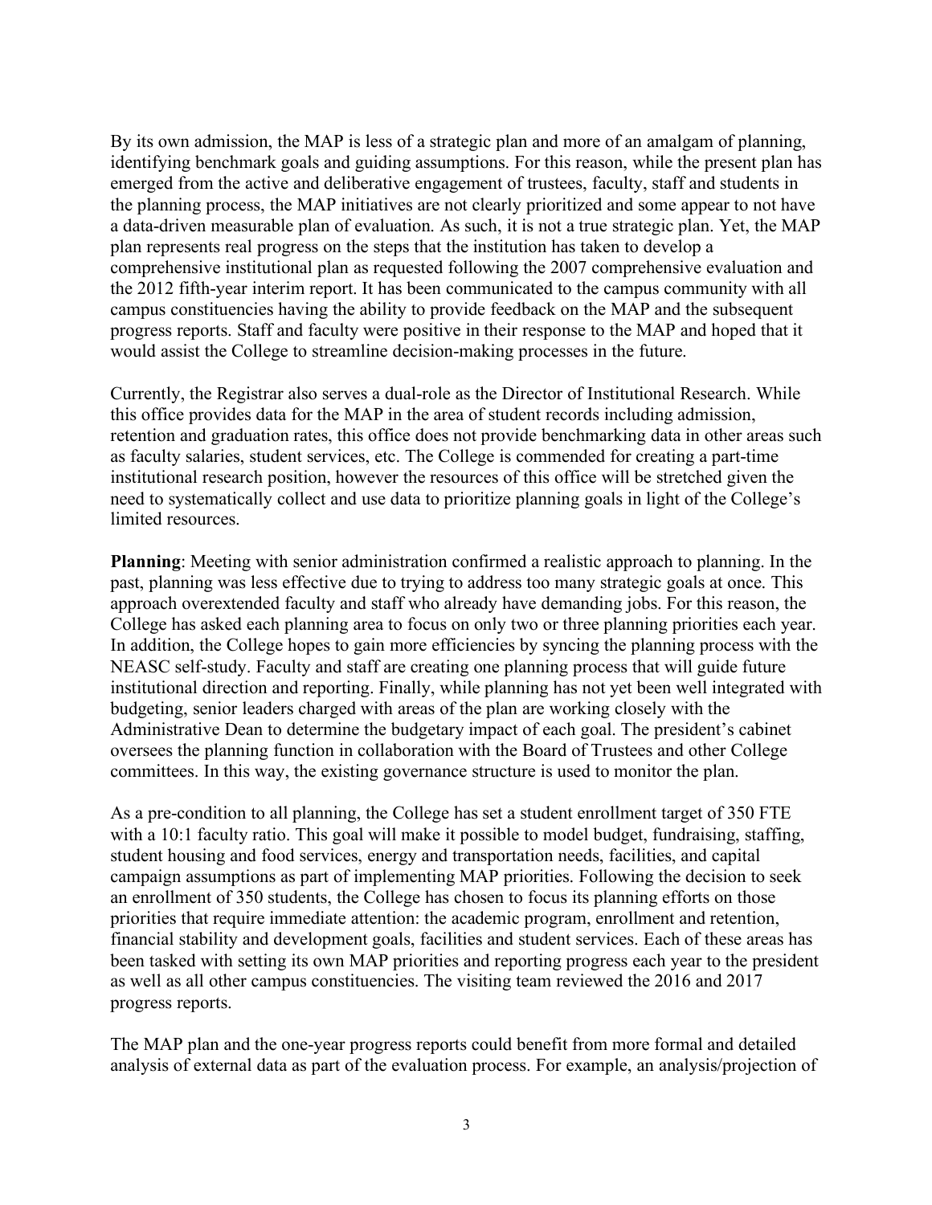By its own admission, the MAP is less of a strategic plan and more of an amalgam of planning, identifying benchmark goals and guiding assumptions. For this reason, while the present plan has emerged from the active and deliberative engagement of trustees, faculty, staff and students in the planning process, the MAP initiatives are not clearly prioritized and some appear to not have a data-driven measurable plan of evaluation. As such, it is not a true strategic plan. Yet, the MAP plan represents real progress on the steps that the institution has taken to develop a comprehensive institutional plan as requested following the 2007 comprehensive evaluation and the 2012 fifth-year interim report. It has been communicated to the campus community with all campus constituencies having the ability to provide feedback on the MAP and the subsequent progress reports. Staff and faculty were positive in their response to the MAP and hoped that it would assist the College to streamline decision-making processes in the future.

Currently, the Registrar also serves a dual-role as the Director of Institutional Research. While this office provides data for the MAP in the area of student records including admission, retention and graduation rates, this office does not provide benchmarking data in other areas such as faculty salaries, student services, etc. The College is commended for creating a part-time institutional research position, however the resources of this office will be stretched given the need to systematically collect and use data to prioritize planning goals in light of the College's limited resources.

**Planning**: Meeting with senior administration confirmed a realistic approach to planning. In the past, planning was less effective due to trying to address too many strategic goals at once. This approach overextended faculty and staff who already have demanding jobs. For this reason, the College has asked each planning area to focus on only two or three planning priorities each year. In addition, the College hopes to gain more efficiencies by syncing the planning process with the NEASC self-study. Faculty and staff are creating one planning process that will guide future institutional direction and reporting. Finally, while planning has not yet been well integrated with budgeting, senior leaders charged with areas of the plan are working closely with the Administrative Dean to determine the budgetary impact of each goal. The president's cabinet oversees the planning function in collaboration with the Board of Trustees and other College committees. In this way, the existing governance structure is used to monitor the plan.

As a pre-condition to all planning, the College has set a student enrollment target of 350 FTE with a 10:1 faculty ratio. This goal will make it possible to model budget, fundraising, staffing, student housing and food services, energy and transportation needs, facilities, and capital campaign assumptions as part of implementing MAP priorities. Following the decision to seek an enrollment of 350 students, the College has chosen to focus its planning efforts on those priorities that require immediate attention: the academic program, enrollment and retention, financial stability and development goals, facilities and student services. Each of these areas has been tasked with setting its own MAP priorities and reporting progress each year to the president as well as all other campus constituencies. The visiting team reviewed the 2016 and 2017 progress reports.

The MAP plan and the one-year progress reports could benefit from more formal and detailed analysis of external data as part of the evaluation process. For example, an analysis/projection of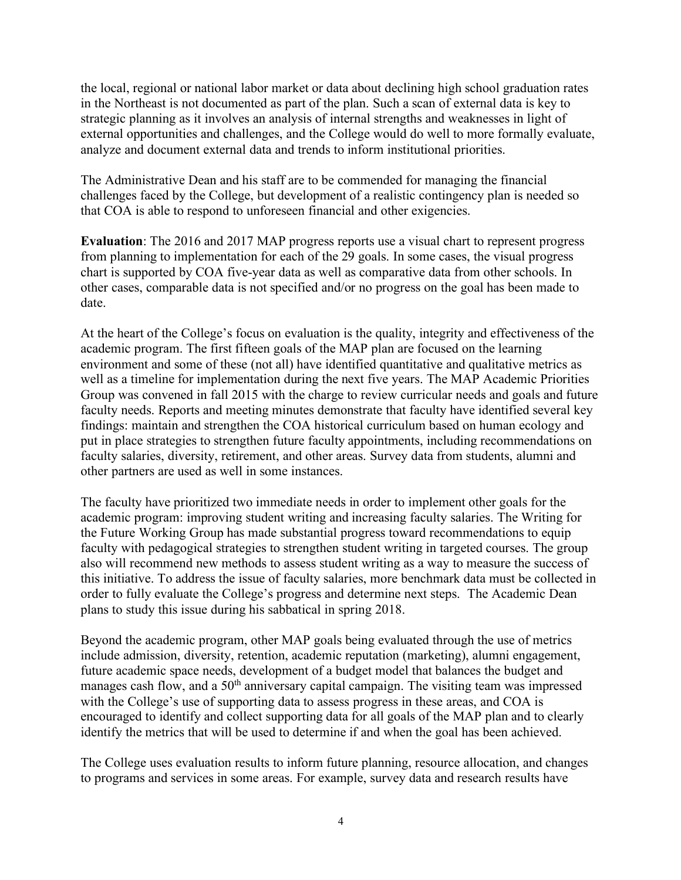the local, regional or national labor market or data about declining high school graduation rates in the Northeast is not documented as part of the plan. Such a scan of external data is key to strategic planning as it involves an analysis of internal strengths and weaknesses in light of external opportunities and challenges, and the College would do well to more formally evaluate, analyze and document external data and trends to inform institutional priorities.

The Administrative Dean and his staff are to be commended for managing the financial challenges faced by the College, but development of a realistic contingency plan is needed so that COA is able to respond to unforeseen financial and other exigencies.

**Evaluation**: The 2016 and 2017 MAP progress reports use a visual chart to represent progress from planning to implementation for each of the 29 goals. In some cases, the visual progress chart is supported by COA five-year data as well as comparative data from other schools. In other cases, comparable data is not specified and/or no progress on the goal has been made to date.

At the heart of the College's focus on evaluation is the quality, integrity and effectiveness of the academic program. The first fifteen goals of the MAP plan are focused on the learning environment and some of these (not all) have identified quantitative and qualitative metrics as well as a timeline for implementation during the next five years. The MAP Academic Priorities Group was convened in fall 2015 with the charge to review curricular needs and goals and future faculty needs. Reports and meeting minutes demonstrate that faculty have identified several key findings: maintain and strengthen the COA historical curriculum based on human ecology and put in place strategies to strengthen future faculty appointments, including recommendations on faculty salaries, diversity, retirement, and other areas. Survey data from students, alumni and other partners are used as well in some instances.

The faculty have prioritized two immediate needs in order to implement other goals for the academic program: improving student writing and increasing faculty salaries. The Writing for the Future Working Group has made substantial progress toward recommendations to equip faculty with pedagogical strategies to strengthen student writing in targeted courses. The group also will recommend new methods to assess student writing as a way to measure the success of this initiative. To address the issue of faculty salaries, more benchmark data must be collected in order to fully evaluate the College's progress and determine next steps. The Academic Dean plans to study this issue during his sabbatical in spring 2018.

Beyond the academic program, other MAP goals being evaluated through the use of metrics include admission, diversity, retention, academic reputation (marketing), alumni engagement, future academic space needs, development of a budget model that balances the budget and manages cash flow, and a 50th anniversary capital campaign. The visiting team was impressed with the College's use of supporting data to assess progress in these areas, and COA is encouraged to identify and collect supporting data for all goals of the MAP plan and to clearly identify the metrics that will be used to determine if and when the goal has been achieved.

The College uses evaluation results to inform future planning, resource allocation, and changes to programs and services in some areas. For example, survey data and research results have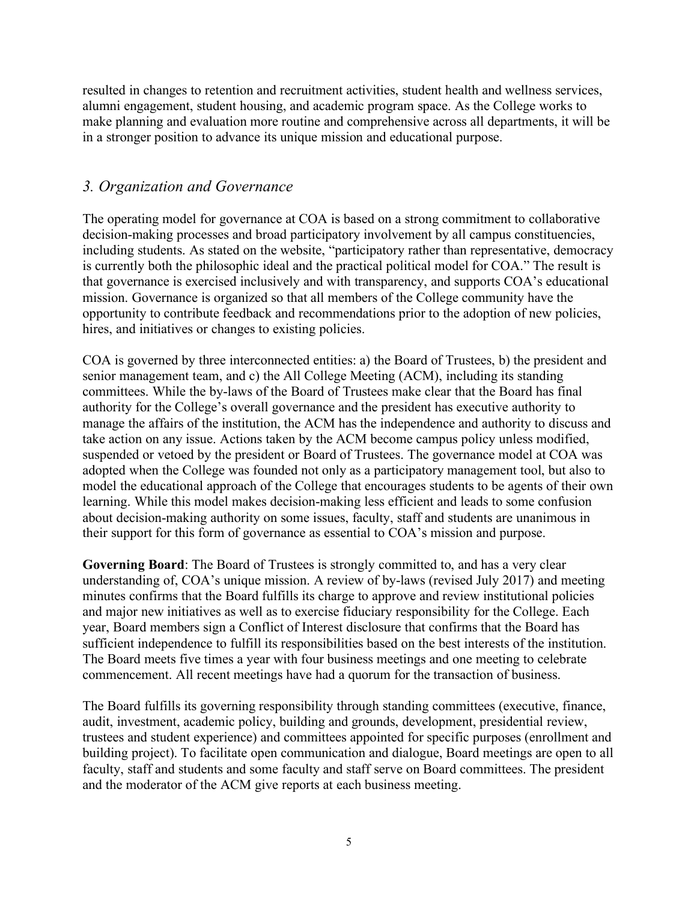resulted in changes to retention and recruitment activities, student health and wellness services, alumni engagement, student housing, and academic program space. As the College works to make planning and evaluation more routine and comprehensive across all departments, it will be in a stronger position to advance its unique mission and educational purpose.

## *3. Organization and Governance*

The operating model for governance at COA is based on a strong commitment to collaborative decision-making processes and broad participatory involvement by all campus constituencies, including students. As stated on the website, "participatory rather than representative, democracy is currently both the philosophic ideal and the practical political model for COA." The result is that governance is exercised inclusively and with transparency, and supports COA's educational mission. Governance is organized so that all members of the College community have the opportunity to contribute feedback and recommendations prior to the adoption of new policies, hires, and initiatives or changes to existing policies.

COA is governed by three interconnected entities: a) the Board of Trustees, b) the president and senior management team, and c) the All College Meeting (ACM), including its standing committees. While the by-laws of the Board of Trustees make clear that the Board has final authority for the College's overall governance and the president has executive authority to manage the affairs of the institution, the ACM has the independence and authority to discuss and take action on any issue. Actions taken by the ACM become campus policy unless modified, suspended or vetoed by the president or Board of Trustees. The governance model at COA was adopted when the College was founded not only as a participatory management tool, but also to model the educational approach of the College that encourages students to be agents of their own learning. While this model makes decision-making less efficient and leads to some confusion about decision-making authority on some issues, faculty, staff and students are unanimous in their support for this form of governance as essential to COA's mission and purpose.

**Governing Board**: The Board of Trustees is strongly committed to, and has a very clear understanding of, COA's unique mission. A review of by-laws (revised July 2017) and meeting minutes confirms that the Board fulfills its charge to approve and review institutional policies and major new initiatives as well as to exercise fiduciary responsibility for the College. Each year, Board members sign a Conflict of Interest disclosure that confirms that the Board has sufficient independence to fulfill its responsibilities based on the best interests of the institution. The Board meets five times a year with four business meetings and one meeting to celebrate commencement. All recent meetings have had a quorum for the transaction of business.

The Board fulfills its governing responsibility through standing committees (executive, finance, audit, investment, academic policy, building and grounds, development, presidential review, trustees and student experience) and committees appointed for specific purposes (enrollment and building project). To facilitate open communication and dialogue, Board meetings are open to all faculty, staff and students and some faculty and staff serve on Board committees. The president and the moderator of the ACM give reports at each business meeting.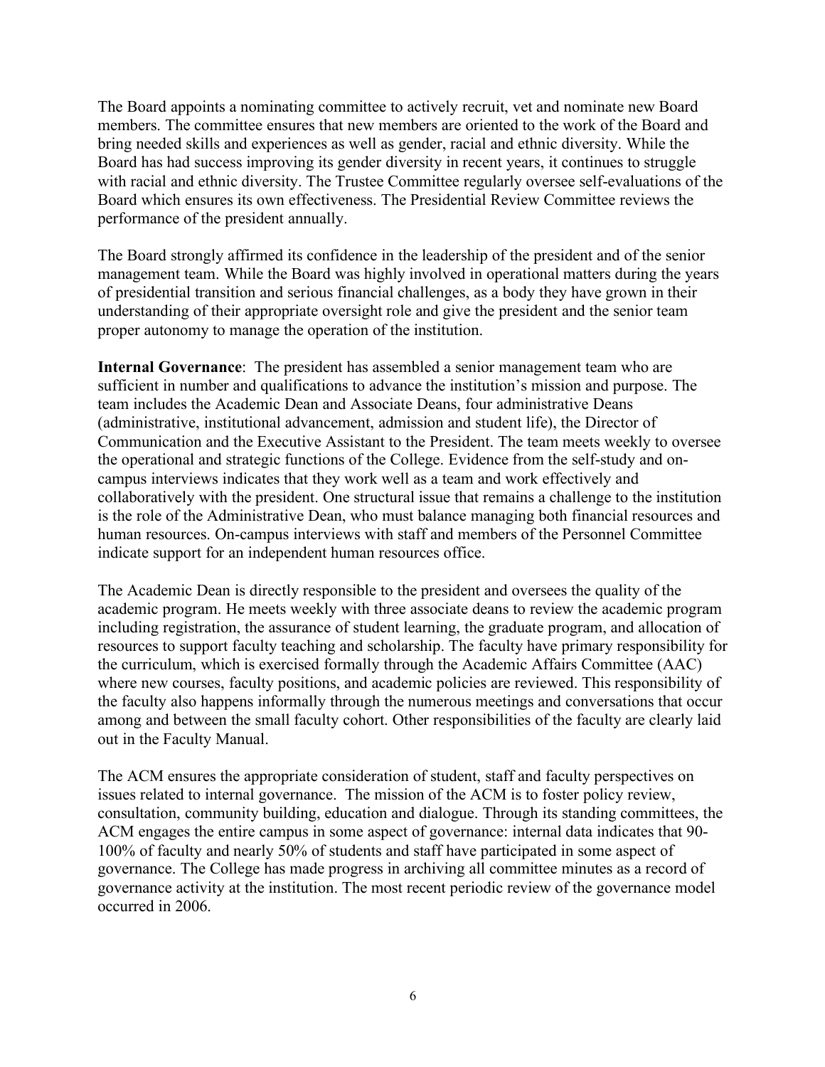The Board appoints a nominating committee to actively recruit, vet and nominate new Board members. The committee ensures that new members are oriented to the work of the Board and bring needed skills and experiences as well as gender, racial and ethnic diversity. While the Board has had success improving its gender diversity in recent years, it continues to struggle with racial and ethnic diversity. The Trustee Committee regularly oversee self-evaluations of the Board which ensures its own effectiveness. The Presidential Review Committee reviews the performance of the president annually.

The Board strongly affirmed its confidence in the leadership of the president and of the senior management team. While the Board was highly involved in operational matters during the years of presidential transition and serious financial challenges, as a body they have grown in their understanding of their appropriate oversight role and give the president and the senior team proper autonomy to manage the operation of the institution.

**Internal Governance**: The president has assembled a senior management team who are sufficient in number and qualifications to advance the institution's mission and purpose. The team includes the Academic Dean and Associate Deans, four administrative Deans (administrative, institutional advancement, admission and student life), the Director of Communication and the Executive Assistant to the President. The team meets weekly to oversee the operational and strategic functions of the College. Evidence from the self-study and on-campus interviews indicates that they work well as a team and work effectively and collaboratively with the president. One structural issue that remains a challenge to the institution is the role of the Administrative Dean, who must balance managing both financial resources and human resources. On-campus interviews with staff and members of the Personnel Committee indicate support for an independent human resources office.

The Academic Dean is directly responsible to the president and oversees the quality of the academic program. He meets weekly with three associate deans to review the academic program including registration, the assurance of student learning, the graduate program, and allocation of resources to support faculty teaching and scholarship. The faculty have primary responsibility for the curriculum, which is exercised formally through the Academic Affairs Committee (AAC) where new courses, faculty positions, and academic policies are reviewed. This responsibility of the faculty also happens informally through the numerous meetings and conversations that occur among and between the small faculty cohort. Other responsibilities of the faculty are clearly laid out in the Faculty Manual.

The ACM ensures the appropriate consideration of student, staff and faculty perspectives on issues related to internal governance. The mission of the ACM is to foster policy review, consultation, community building, education and dialogue. Through its standing committees, the ACM engages the entire campus in some aspect of governance: internal data indicates that 90-100% of faculty and nearly 50% of students and staff have participated in some aspect of governance. The College has made progress in archiving all committee minutes as a record of governance activity at the institution. The most recent periodic review of the governance model occurred in 2006.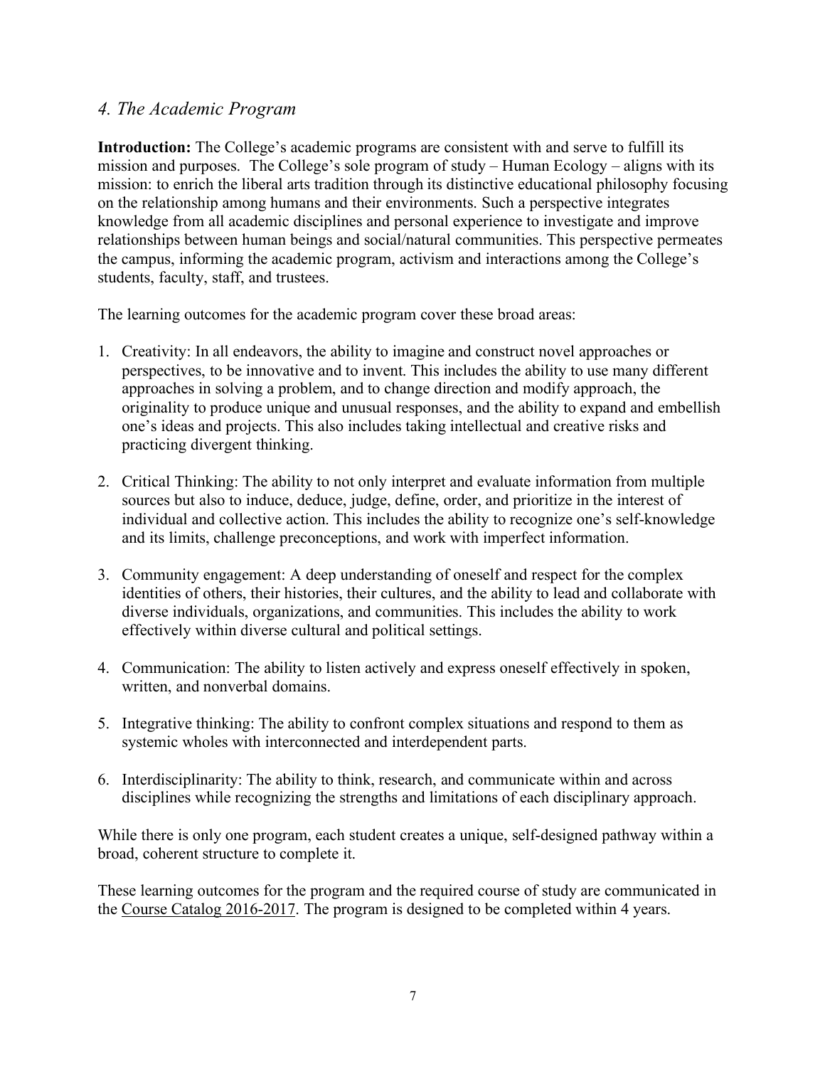## *4. The Academic Program*

**Introduction:** The College's academic programs are consistent with and serve to fulfill its mission and purposes. The College's sole program of study – Human Ecology – aligns with its mission: to enrich the liberal arts tradition through its distinctive educational philosophy focusing on the relationship among humans and their environments. Such a perspective integrates knowledge from all academic disciplines and personal experience to investigate and improve relationships between human beings and social/natural communities. This perspective permeates the campus, informing the academic program, activism and interactions among the College's students, faculty, staff, and trustees.

The learning outcomes for the academic program cover these broad areas:

1. Creativity: In all endeavors, the ability to imagine and construct novel approaches or perspectives, to be innovative and to invent. This includes the ability to use many different approaches in solving a problem, and to change direction and modify approach, the originality to produce unique and unusual responses, and the ability to expand and embellish one's ideas and projects. This also includes taking intellectual and creative risks and practicing divergent thinking.

2. Critical Thinking: The ability to not only interpret and evaluate information from multiple sources but also to induce, deduce, judge, define, order, and prioritize in the interest of individual and collective action. This includes the ability to recognize one's self-knowledge and its limits, challenge preconceptions, and work with imperfect information.

3. Community engagement: A deep understanding of oneself and respect for the complex identities of others, their histories, their cultures, and the ability to lead and collaborate with diverse individuals, organizations, and communities. This includes the ability to work effectively within diverse cultural and political settings.

4. Communication: The ability to listen actively and express oneself effectively in spoken, written, and nonverbal domains.

5. Integrative thinking: The ability to confront complex situations and respond to them as systemic wholes with interconnected and interdependent parts.

6. Interdisciplinarity: The ability to think, research, and communicate within and across disciplines while recognizing the strengths and limitations of each disciplinary approach.

While there is only one program, each student creates a unique, self-designed pathway within a broad, coherent structure to complete it.

These learning outcomes for the program and the required course of study are communicated in the Course Catalog 2016-2017. The program is designed to be completed within 4 years.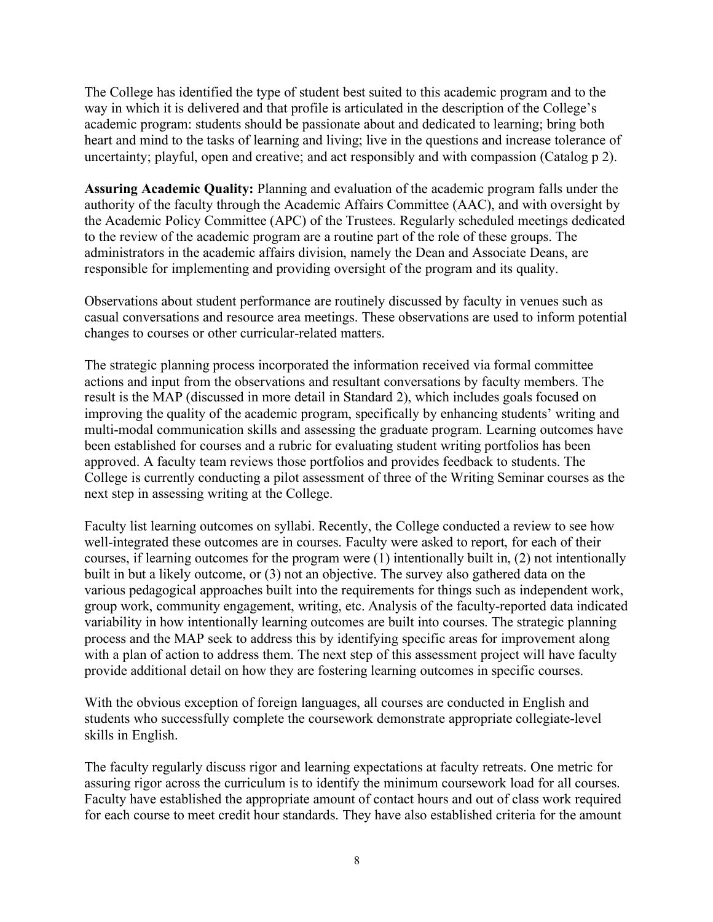The College has identified the type of student best suited to this academic program and to the way in which it is delivered and that profile is articulated in the description of the College's academic program: students should be passionate about and dedicated to learning; bring both heart and mind to the tasks of learning and living; live in the questions and increase tolerance of uncertainty; playful, open and creative; and act responsibly and with compassion (Catalog p 2).

**Assuring Academic Quality:** Planning and evaluation of the academic program falls under the authority of the faculty through the Academic Affairs Committee (AAC), and with oversight by the Academic Policy Committee (APC) of the Trustees. Regularly scheduled meetings dedicated to the review of the academic program are a routine part of the role of these groups. The administrators in the academic affairs division, namely the Dean and Associate Deans, are responsible for implementing and providing oversight of the program and its quality.

Observations about student performance are routinely discussed by faculty in venues such as casual conversations and resource area meetings. These observations are used to inform potential changes to courses or other curricular-related matters.

The strategic planning process incorporated the information received via formal committee actions and input from the observations and resultant conversations by faculty members. The result is the MAP (discussed in more detail in Standard 2), which includes goals focused on improving the quality of the academic program, specifically by enhancing students' writing and multi-modal communication skills and assessing the graduate program. Learning outcomes have been established for courses and a rubric for evaluating student writing portfolios has been approved. A faculty team reviews those portfolios and provides feedback to students. The College is currently conducting a pilot assessment of three of the Writing Seminar courses as the next step in assessing writing at the College.

Faculty list learning outcomes on syllabi. Recently, the College conducted a review to see how well-integrated these outcomes are in courses. Faculty were asked to report, for each of their courses, if learning outcomes for the program were (1) intentionally built in, (2) not intentionally built in but a likely outcome, or (3) not an objective. The survey also gathered data on the various pedagogical approaches built into the requirements for things such as independent work, group work, community engagement, writing, etc. Analysis of the faculty-reported data indicated variability in how intentionally learning outcomes are built into courses. The strategic planning process and the MAP seek to address this by identifying specific areas for improvement along with a plan of action to address them. The next step of this assessment project will have faculty provide additional detail on how they are fostering learning outcomes in specific courses.

With the obvious exception of foreign languages, all courses are conducted in English and students who successfully complete the coursework demonstrate appropriate collegiate-level skills in English.

The faculty regularly discuss rigor and learning expectations at faculty retreats. One metric for assuring rigor across the curriculum is to identify the minimum coursework load for all courses. Faculty have established the appropriate amount of contact hours and out of class work required for each course to meet credit hour standards. They have also established criteria for the amount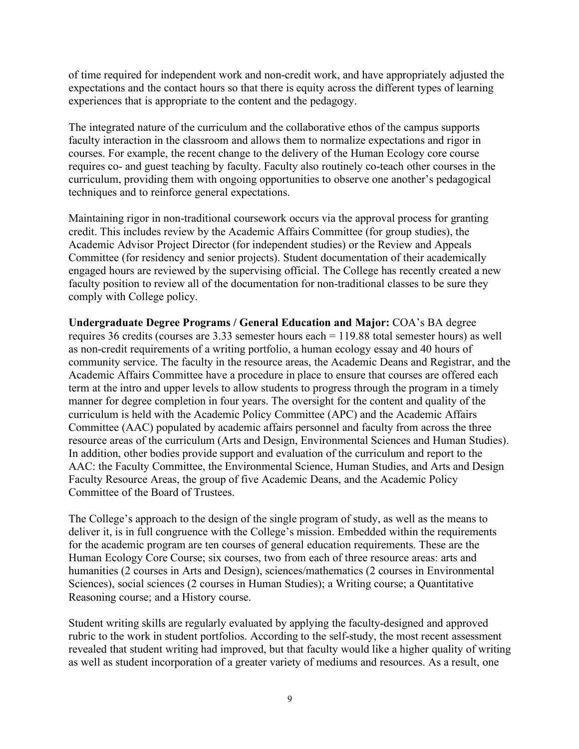of time required for independent work and non-credit work, and have appropriately adjusted the expectations and the contact hours so that there is equity across the different types of learning experiences that is appropriate to the content and the pedagogy.

The integrated nature of the curriculum and the collaborative ethos of the campus supports faculty interaction in the classroom and allows them to normalize expectations and rigor in courses. For example, the recent change to the delivery of the Human Ecology core course requires co- and guest teaching by faculty. Faculty also routinely co-teach other courses in the curriculum, providing them with ongoing opportunities to observe one another's pedagogical techniques and to reinforce general expectations.

Maintaining rigor in non-traditional coursework occurs via the approval process for granting credit. This includes review by the Academic Affairs Committee (for group studies), the Academic Advisor Project Director (for independent studies) or the Review and Appeals Committee (for residency and senior projects). Student documentation of their academically engaged hours are reviewed by the supervising official. The College has recently created a new faculty position to review all of the documentation for non-traditional classes to be sure they comply with College policy.

**Undergraduate Degree Programs / General Education and Major:** COA's BA degree requires 36 credits (courses are 3.33 semester hours each = 119.88 total semester hours) as well as non-credit requirements of a writing portfolio, a human ecology essay and 40 hours of community service. The faculty in the resource areas, the Academic Deans and Registrar, and the Academic Affairs Committee have a procedure in place to ensure that courses are offered each term at the intro and upper levels to allow students to progress through the program in a timely manner for degree completion in four years. The oversight for the content and quality of the curriculum is held with the Academic Policy Committee (APC) and the Academic Affairs Committee (AAC) populated by academic affairs personnel and faculty from across the three resource areas of the curriculum (Arts and Design, Environmental Sciences and Human Studies). In addition, other bodies provide support and evaluation of the curriculum and report to the AAC: the Faculty Committee, the Environmental Science, Human Studies, and Arts and Design Faculty Resource Areas, the group of five Academic Deans, and the Academic Policy Committee of the Board of Trustees.

The College's approach to the design of the single program of study, as well as the means to deliver it, is in full congruence with the College's mission. Embedded within the requirements for the academic program are ten courses of general education requirements. These are the Human Ecology Core Course; six courses, two from each of three resource areas: arts and humanities (2 courses in Arts and Design), sciences/mathematics (2 courses in Environmental Sciences), social sciences (2 courses in Human Studies); a Writing course; a Quantitative Reasoning course; and a History course.

Student writing skills are regularly evaluated by applying the faculty-designed and approved rubric to the work in student portfolios. According to the self-study, the most recent assessment revealed that student writing had improved, but that faculty would like a higher quality of writing as well as student incorporation of a greater variety of mediums and resources. As a result, one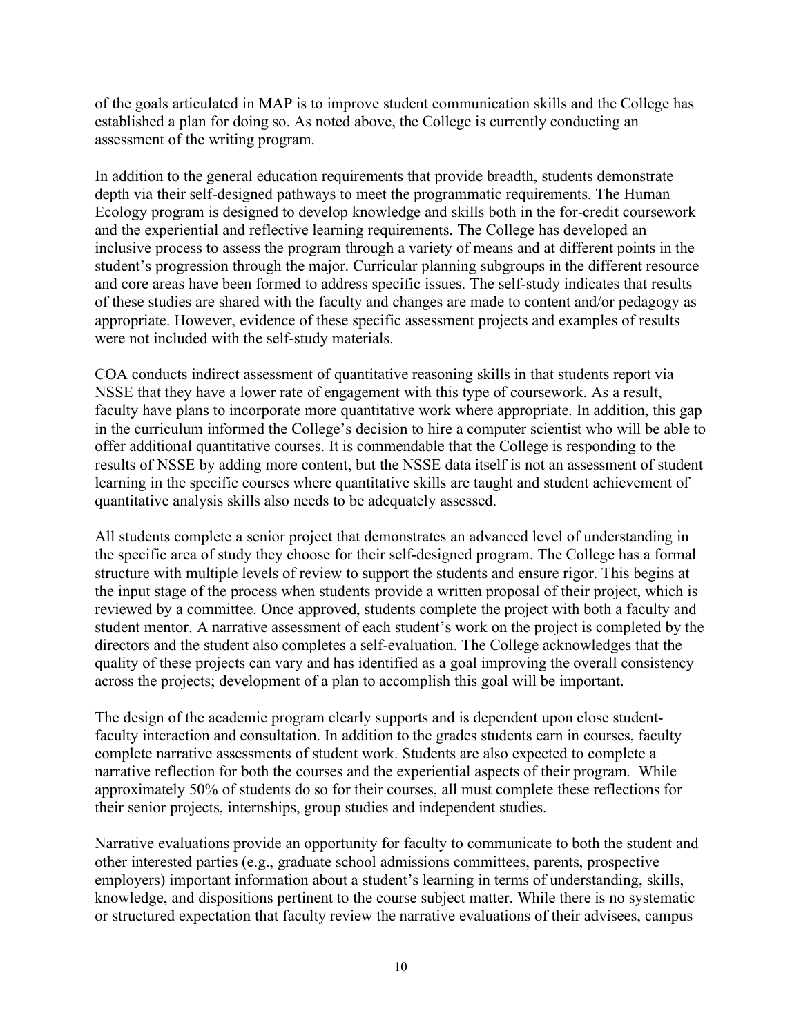of the goals articulated in MAP is to improve student communication skills and the College has established a plan for doing so. As noted above, the College is currently conducting an assessment of the writing program.

In addition to the general education requirements that provide breadth, students demonstrate depth via their self-designed pathways to meet the programmatic requirements. The Human Ecology program is designed to develop knowledge and skills both in the for-credit coursework and the experiential and reflective learning requirements. The College has developed an inclusive process to assess the program through a variety of means and at different points in the student's progression through the major. Curricular planning subgroups in the different resource and core areas have been formed to address specific issues. The self-study indicates that results of these studies are shared with the faculty and changes are made to content and/or pedagogy as appropriate. However, evidence of these specific assessment projects and examples of results were not included with the self-study materials.

COA conducts indirect assessment of quantitative reasoning skills in that students report via NSSE that they have a lower rate of engagement with this type of coursework. As a result, faculty have plans to incorporate more quantitative work where appropriate. In addition, this gap in the curriculum informed the College's decision to hire a computer scientist who will be able to offer additional quantitative courses. It is commendable that the College is responding to the results of NSSE by adding more content, but the NSSE data itself is not an assessment of student learning in the specific courses where quantitative skills are taught and student achievement of quantitative analysis skills also needs to be adequately assessed.

All students complete a senior project that demonstrates an advanced level of understanding in the specific area of study they choose for their self-designed program. The College has a formal structure with multiple levels of review to support the students and ensure rigor. This begins at the input stage of the process when students provide a written proposal of their project, which is reviewed by a committee. Once approved, students complete the project with both a faculty and student mentor. A narrative assessment of each student's work on the project is completed by the directors and the student also completes a self-evaluation. The College acknowledges that the quality of these projects can vary and has identified as a goal improving the overall consistency across the projects; development of a plan to accomplish this goal will be important.

The design of the academic program clearly supports and is dependent upon close student-faculty interaction and consultation. In addition to the grades students earn in courses, faculty complete narrative assessments of student work. Students are also expected to complete a narrative reflection for both the courses and the experiential aspects of their program. While approximately 50% of students do so for their courses, all must complete these reflections for their senior projects, internships, group studies and independent studies.

Narrative evaluations provide an opportunity for faculty to communicate to both the student and other interested parties (e.g., graduate school admissions committees, parents, prospective employers) important information about a student's learning in terms of understanding, skills, knowledge, and dispositions pertinent to the course subject matter. While there is no systematic or structured expectation that faculty review the narrative evaluations of their advisees, campus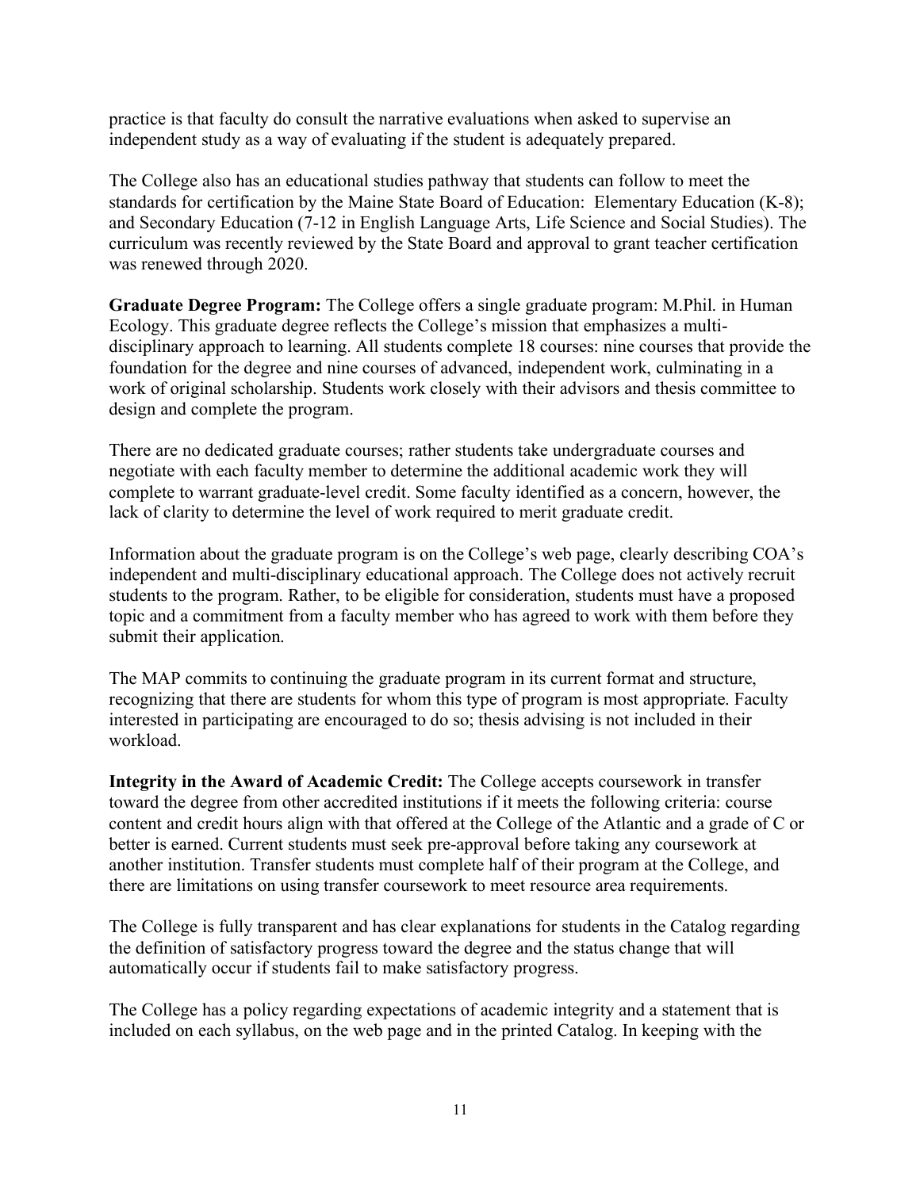practice is that faculty do consult the narrative evaluations when asked to supervise an independent study as a way of evaluating if the student is adequately prepared.

The College also has an educational studies pathway that students can follow to meet the standards for certification by the Maine State Board of Education: Elementary Education (K-8); and Secondary Education (7-12 in English Language Arts, Life Science and Social Studies). The curriculum was recently reviewed by the State Board and approval to grant teacher certification was renewed through 2020.

**Graduate Degree Program:** The College offers a single graduate program: M.Phil. in Human Ecology. This graduate degree reflects the College's mission that emphasizes a multi-disciplinary approach to learning. All students complete 18 courses: nine courses that provide the foundation for the degree and nine courses of advanced, independent work, culminating in a work of original scholarship. Students work closely with their advisors and thesis committee to design and complete the program.

There are no dedicated graduate courses; rather students take undergraduate courses and negotiate with each faculty member to determine the additional academic work they will complete to warrant graduate-level credit. Some faculty identified as a concern, however, the lack of clarity to determine the level of work required to merit graduate credit.

Information about the graduate program is on the College's web page, clearly describing COA's independent and multi-disciplinary educational approach. The College does not actively recruit students to the program. Rather, to be eligible for consideration, students must have a proposed topic and a commitment from a faculty member who has agreed to work with them before they submit their application.

The MAP commits to continuing the graduate program in its current format and structure, recognizing that there are students for whom this type of program is most appropriate. Faculty interested in participating are encouraged to do so; thesis advising is not included in their workload.

**Integrity in the Award of Academic Credit:** The College accepts coursework in transfer toward the degree from other accredited institutions if it meets the following criteria: course content and credit hours align with that offered at the College of the Atlantic and a grade of C or better is earned. Current students must seek pre-approval before taking any coursework at another institution. Transfer students must complete half of their program at the College, and there are limitations on using transfer coursework to meet resource area requirements.

The College is fully transparent and has clear explanations for students in the Catalog regarding the definition of satisfactory progress toward the degree and the status change that will automatically occur if students fail to make satisfactory progress.

The College has a policy regarding expectations of academic integrity and a statement that is included on each syllabus, on the web page and in the printed Catalog. In keeping with the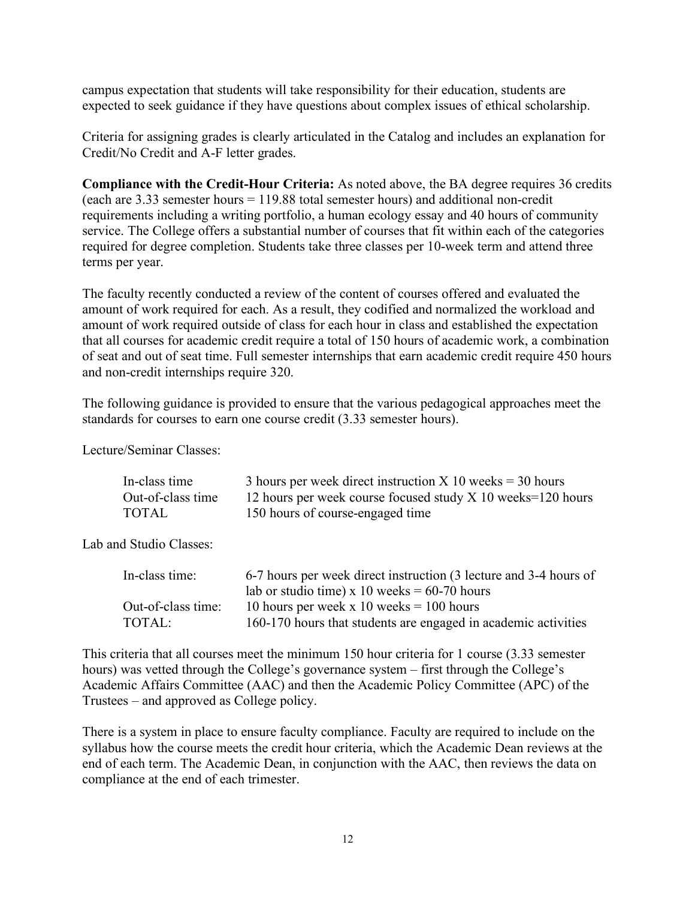campus expectation that students will take responsibility for their education, students are expected to seek guidance if they have questions about complex issues of ethical scholarship.

Criteria for assigning grades is clearly articulated in the Catalog and includes an explanation for Credit/No Credit and A-F letter grades.

**Compliance with the Credit-Hour Criteria:** As noted above, the BA degree requires 36 credits (each are 3.33 semester hours = 119.88 total semester hours) and additional non-credit requirements including a writing portfolio, a human ecology essay and 40 hours of community service. The College offers a substantial number of courses that fit within each of the categories required for degree completion. Students take three classes per 10-week term and attend three terms per year.

The faculty recently conducted a review of the content of courses offered and evaluated the amount of work required for each. As a result, they codified and normalized the workload and amount of work required outside of class for each hour in class and established the expectation that all courses for academic credit require a total of 150 hours of academic work, a combination of seat and out of seat time. Full semester internships that earn academic credit require 450 hours and non-credit internships require 320.

The following guidance is provided to ensure that the various pedagogical approaches meet the standards for courses to earn one course credit (3.33 semester hours).

Lecture/Seminar Classes:

| | |
|---|---|
| In-class time | 3 hours per week direct instruction X 10 weeks = 30 hours |
| Out-of-class time | 12 hours per week course focused study X 10 weeks=120 hours |
| TOTAL | 150 hours of course-engaged time |

Lab and Studio Classes:

| | |
|---|---|
| In-class time: | 6-7 hours per week direct instruction (3 lecture and 3-4 hours of lab or studio time) x 10 weeks = 60-70 hours |
| Out-of-class time: | 10 hours per week x 10 weeks = 100 hours |
| TOTAL: | 160-170 hours that students are engaged in academic activities |

This criteria that all courses meet the minimum 150 hour criteria for 1 course (3.33 semester hours) was vetted through the College's governance system – first through the College's Academic Affairs Committee (AAC) and then the Academic Policy Committee (APC) of the Trustees – and approved as College policy.

There is a system in place to ensure faculty compliance. Faculty are required to include on the syllabus how the course meets the credit hour criteria, which the Academic Dean reviews at the end of each term. The Academic Dean, in conjunction with the AAC, then reviews the data on compliance at the end of each trimester.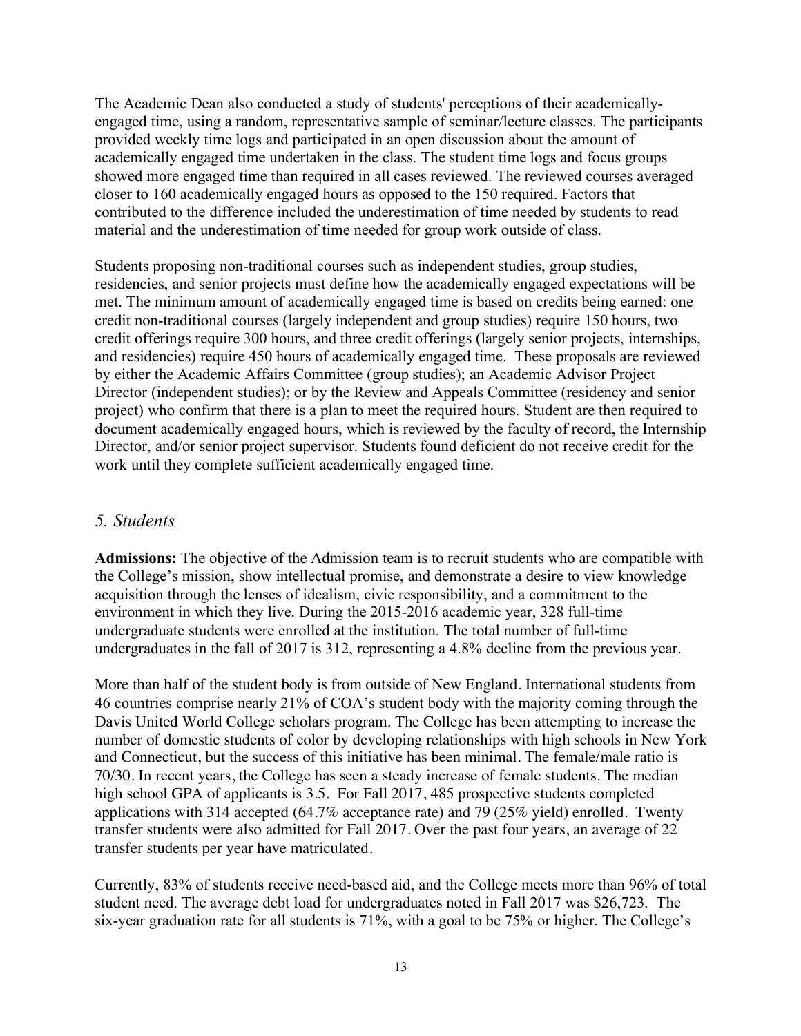The Academic Dean also conducted a study of students' perceptions of their academically-engaged time, using a random, representative sample of seminar/lecture classes. The participants provided weekly time logs and participated in an open discussion about the amount of academically engaged time undertaken in the class. The student time logs and focus groups showed more engaged time than required in all cases reviewed. The reviewed courses averaged closer to 160 academically engaged hours as opposed to the 150 required. Factors that contributed to the difference included the underestimation of time needed by students to read material and the underestimation of time needed for group work outside of class.

Students proposing non-traditional courses such as independent studies, group studies, residencies, and senior projects must define how the academically engaged expectations will be met. The minimum amount of academically engaged time is based on credits being earned: one credit non-traditional courses (largely independent and group studies) require 150 hours, two credit offerings require 300 hours, and three credit offerings (largely senior projects, internships, and residencies) require 450 hours of academically engaged time. These proposals are reviewed by either the Academic Affairs Committee (group studies); an Academic Advisor Project Director (independent studies); or by the Review and Appeals Committee (residency and senior project) who confirm that there is a plan to meet the required hours. Student are then required to document academically engaged hours, which is reviewed by the faculty of record, the Internship Director, and/or senior project supervisor. Students found deficient do not receive credit for the work until they complete sufficient academically engaged time.

## *5. Students*

**Admissions:** The objective of the Admission team is to recruit students who are compatible with the College's mission, show intellectual promise, and demonstrate a desire to view knowledge acquisition through the lenses of idealism, civic responsibility, and a commitment to the environment in which they live. During the 2015-2016 academic year, 328 full-time undergraduate students were enrolled at the institution. The total number of full-time undergraduates in the fall of 2017 is 312, representing a 4.8% decline from the previous year.

More than half of the student body is from outside of New England. International students from 46 countries comprise nearly 21% of COA's student body with the majority coming through the Davis United World College scholars program. The College has been attempting to increase the number of domestic students of color by developing relationships with high schools in New York and Connecticut, but the success of this initiative has been minimal. The female/male ratio is 70/30. In recent years, the College has seen a steady increase of female students. The median high school GPA of applicants is 3.5. For Fall 2017, 485 prospective students completed applications with 314 accepted (64.7% acceptance rate) and 79 (25% yield) enrolled. Twenty transfer students were also admitted for Fall 2017. Over the past four years, an average of 22 transfer students per year have matriculated.

Currently, 83% of students receive need-based aid, and the College meets more than 96% of total student need. The average debt load for undergraduates noted in Fall 2017 was $26,723. The six-year graduation rate for all students is 71%, with a goal to be 75% or higher. The College's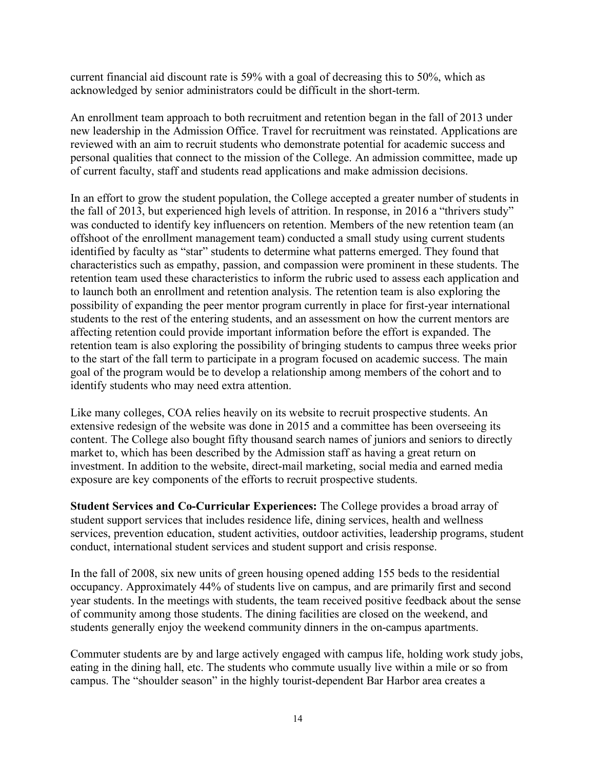current financial aid discount rate is 59% with a goal of decreasing this to 50%, which as acknowledged by senior administrators could be difficult in the short-term.

An enrollment team approach to both recruitment and retention began in the fall of 2013 under new leadership in the Admission Office. Travel for recruitment was reinstated. Applications are reviewed with an aim to recruit students who demonstrate potential for academic success and personal qualities that connect to the mission of the College. An admission committee, made up of current faculty, staff and students read applications and make admission decisions.

In an effort to grow the student population, the College accepted a greater number of students in the fall of 2013, but experienced high levels of attrition. In response, in 2016 a "thrivers study" was conducted to identify key influencers on retention. Members of the new retention team (an offshoot of the enrollment management team) conducted a small study using current students identified by faculty as "star" students to determine what patterns emerged. They found that characteristics such as empathy, passion, and compassion were prominent in these students. The retention team used these characteristics to inform the rubric used to assess each application and to launch both an enrollment and retention analysis. The retention team is also exploring the possibility of expanding the peer mentor program currently in place for first-year international students to the rest of the entering students, and an assessment on how the current mentors are affecting retention could provide important information before the effort is expanded. The retention team is also exploring the possibility of bringing students to campus three weeks prior to the start of the fall term to participate in a program focused on academic success. The main goal of the program would be to develop a relationship among members of the cohort and to identify students who may need extra attention.

Like many colleges, COA relies heavily on its website to recruit prospective students. An extensive redesign of the website was done in 2015 and a committee has been overseeing its content. The College also bought fifty thousand search names of juniors and seniors to directly market to, which has been described by the Admission staff as having a great return on investment. In addition to the website, direct-mail marketing, social media and earned media exposure are key components of the efforts to recruit prospective students.

**Student Services and Co-Curricular Experiences:** The College provides a broad array of student support services that includes residence life, dining services, health and wellness services, prevention education, student activities, outdoor activities, leadership programs, student conduct, international student services and student support and crisis response.

In the fall of 2008, six new units of green housing opened adding 155 beds to the residential occupancy. Approximately 44% of students live on campus, and are primarily first and second year students. In the meetings with students, the team received positive feedback about the sense of community among those students. The dining facilities are closed on the weekend, and students generally enjoy the weekend community dinners in the on-campus apartments.

Commuter students are by and large actively engaged with campus life, holding work study jobs, eating in the dining hall, etc. The students who commute usually live within a mile or so from campus. The "shoulder season" in the highly tourist-dependent Bar Harbor area creates a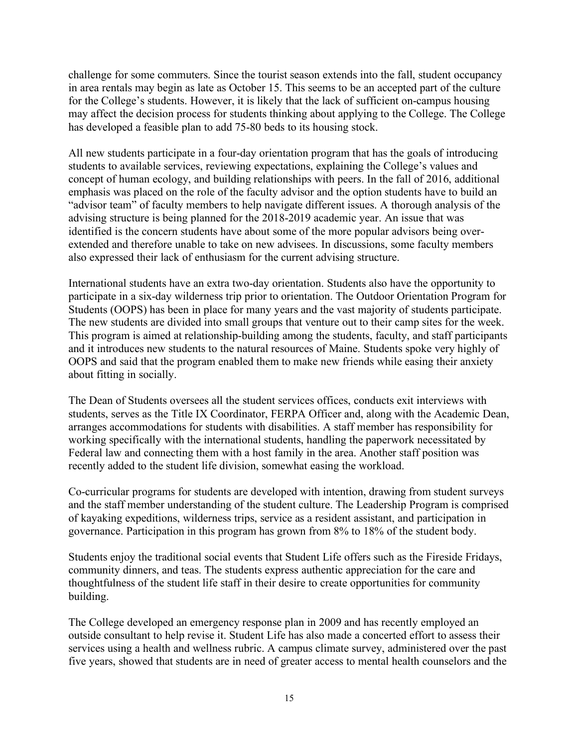challenge for some commuters. Since the tourist season extends into the fall, student occupancy in area rentals may begin as late as October 15. This seems to be an accepted part of the culture for the College's students. However, it is likely that the lack of sufficient on-campus housing may affect the decision process for students thinking about applying to the College. The College has developed a feasible plan to add 75-80 beds to its housing stock.

All new students participate in a four-day orientation program that has the goals of introducing students to available services, reviewing expectations, explaining the College's values and concept of human ecology, and building relationships with peers. In the fall of 2016, additional emphasis was placed on the role of the faculty advisor and the option students have to build an "advisor team" of faculty members to help navigate different issues. A thorough analysis of the advising structure is being planned for the 2018-2019 academic year. An issue that was identified is the concern students have about some of the more popular advisors being over-extended and therefore unable to take on new advisees. In discussions, some faculty members also expressed their lack of enthusiasm for the current advising structure.

International students have an extra two-day orientation. Students also have the opportunity to participate in a six-day wilderness trip prior to orientation. The Outdoor Orientation Program for Students (OOPS) has been in place for many years and the vast majority of students participate. The new students are divided into small groups that venture out to their camp sites for the week. This program is aimed at relationship-building among the students, faculty, and staff participants and it introduces new students to the natural resources of Maine. Students spoke very highly of OOPS and said that the program enabled them to make new friends while easing their anxiety about fitting in socially.

The Dean of Students oversees all the student services offices, conducts exit interviews with students, serves as the Title IX Coordinator, FERPA Officer and, along with the Academic Dean, arranges accommodations for students with disabilities. A staff member has responsibility for working specifically with the international students, handling the paperwork necessitated by Federal law and connecting them with a host family in the area. Another staff position was recently added to the student life division, somewhat easing the workload.

Co-curricular programs for students are developed with intention, drawing from student surveys and the staff member understanding of the student culture. The Leadership Program is comprised of kayaking expeditions, wilderness trips, service as a resident assistant, and participation in governance. Participation in this program has grown from 8% to 18% of the student body.

Students enjoy the traditional social events that Student Life offers such as the Fireside Fridays, community dinners, and teas. The students express authentic appreciation for the care and thoughtfulness of the student life staff in their desire to create opportunities for community building.

The College developed an emergency response plan in 2009 and has recently employed an outside consultant to help revise it. Student Life has also made a concerted effort to assess their services using a health and wellness rubric. A campus climate survey, administered over the past five years, showed that students are in need of greater access to mental health counselors and the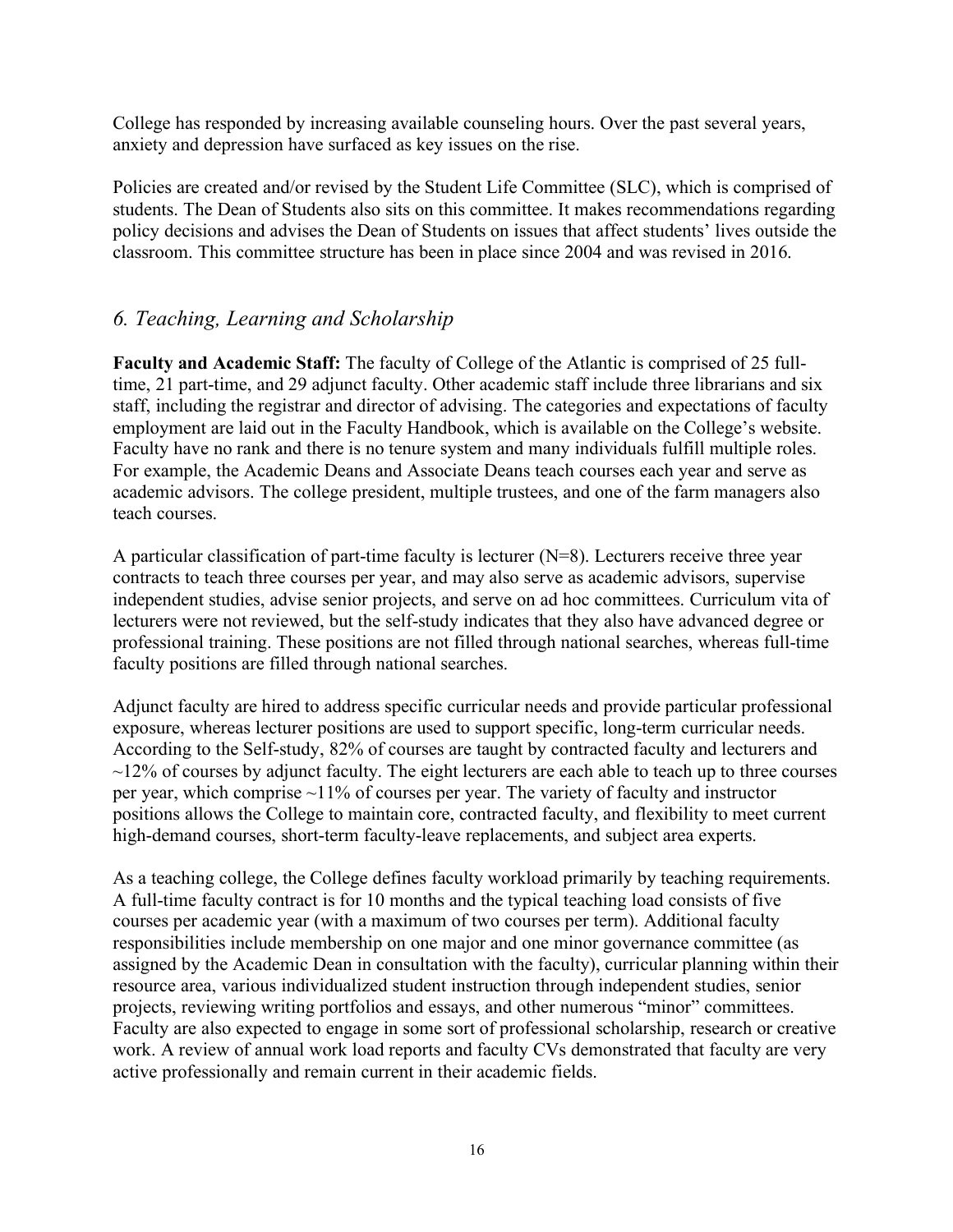College has responded by increasing available counseling hours. Over the past several years, anxiety and depression have surfaced as key issues on the rise.

Policies are created and/or revised by the Student Life Committee (SLC), which is comprised of students. The Dean of Students also sits on this committee. It makes recommendations regarding policy decisions and advises the Dean of Students on issues that affect students' lives outside the classroom. This committee structure has been in place since 2004 and was revised in 2016.

## *6. Teaching, Learning and Scholarship*

**Faculty and Academic Staff:** The faculty of College of the Atlantic is comprised of 25 full-time, 21 part-time, and 29 adjunct faculty. Other academic staff include three librarians and six staff, including the registrar and director of advising. The categories and expectations of faculty employment are laid out in the Faculty Handbook, which is available on the College's website. Faculty have no rank and there is no tenure system and many individuals fulfill multiple roles. For example, the Academic Deans and Associate Deans teach courses each year and serve as academic advisors. The college president, multiple trustees, and one of the farm managers also teach courses.

A particular classification of part-time faculty is lecturer (N=8). Lecturers receive three year contracts to teach three courses per year, and may also serve as academic advisors, supervise independent studies, advise senior projects, and serve on ad hoc committees. Curriculum vita of lecturers were not reviewed, but the self-study indicates that they also have advanced degree or professional training. These positions are not filled through national searches, whereas full-time faculty positions are filled through national searches.

Adjunct faculty are hired to address specific curricular needs and provide particular professional exposure, whereas lecturer positions are used to support specific, long-term curricular needs. According to the Self-study, 82% of courses are taught by contracted faculty and lecturers and ~12% of courses by adjunct faculty. The eight lecturers are each able to teach up to three courses per year, which comprise ~11% of courses per year. The variety of faculty and instructor positions allows the College to maintain core, contracted faculty, and flexibility to meet current high-demand courses, short-term faculty-leave replacements, and subject area experts.

As a teaching college, the College defines faculty workload primarily by teaching requirements. A full-time faculty contract is for 10 months and the typical teaching load consists of five courses per academic year (with a maximum of two courses per term). Additional faculty responsibilities include membership on one major and one minor governance committee (as assigned by the Academic Dean in consultation with the faculty), curricular planning within their resource area, various individualized student instruction through independent studies, senior projects, reviewing writing portfolios and essays, and other numerous "minor" committees. Faculty are also expected to engage in some sort of professional scholarship, research or creative work. A review of annual work load reports and faculty CVs demonstrated that faculty are very active professionally and remain current in their academic fields.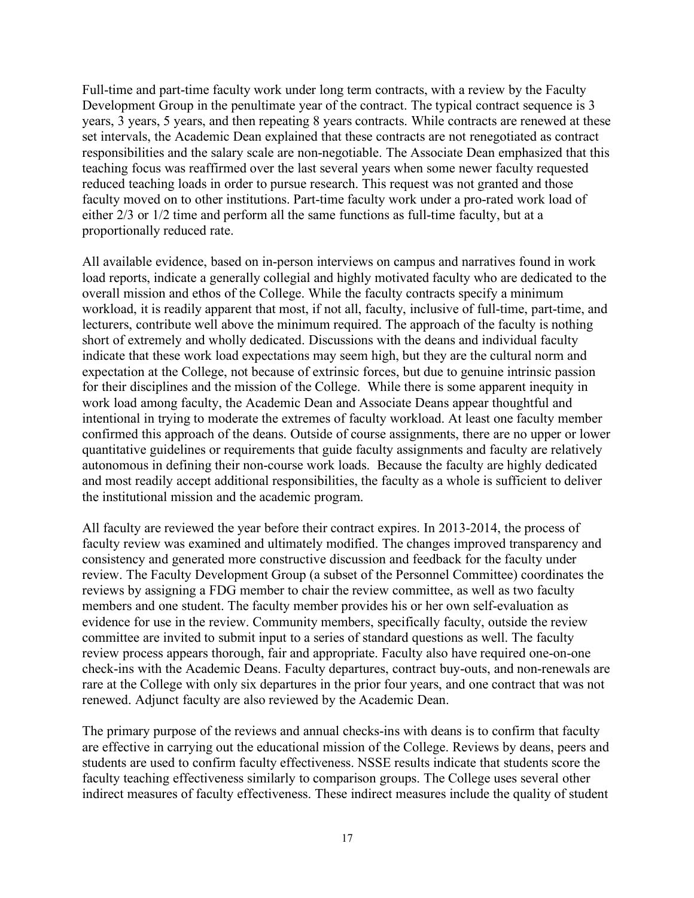Full-time and part-time faculty work under long term contracts, with a review by the Faculty Development Group in the penultimate year of the contract. The typical contract sequence is 3 years, 3 years, 5 years, and then repeating 8 years contracts. While contracts are renewed at these set intervals, the Academic Dean explained that these contracts are not renegotiated as contract responsibilities and the salary scale are non-negotiable. The Associate Dean emphasized that this teaching focus was reaffirmed over the last several years when some newer faculty requested reduced teaching loads in order to pursue research. This request was not granted and those faculty moved on to other institutions. Part-time faculty work under a pro-rated work load of either 2/3 or 1/2 time and perform all the same functions as full-time faculty, but at a proportionally reduced rate.

All available evidence, based on in-person interviews on campus and narratives found in work load reports, indicate a generally collegial and highly motivated faculty who are dedicated to the overall mission and ethos of the College. While the faculty contracts specify a minimum workload, it is readily apparent that most, if not all, faculty, inclusive of full-time, part-time, and lecturers, contribute well above the minimum required. The approach of the faculty is nothing short of extremely and wholly dedicated. Discussions with the deans and individual faculty indicate that these work load expectations may seem high, but they are the cultural norm and expectation at the College, not because of extrinsic forces, but due to genuine intrinsic passion for their disciplines and the mission of the College. While there is some apparent inequity in work load among faculty, the Academic Dean and Associate Deans appear thoughtful and intentional in trying to moderate the extremes of faculty workload. At least one faculty member confirmed this approach of the deans. Outside of course assignments, there are no upper or lower quantitative guidelines or requirements that guide faculty assignments and faculty are relatively autonomous in defining their non-course work loads. Because the faculty are highly dedicated and most readily accept additional responsibilities, the faculty as a whole is sufficient to deliver the institutional mission and the academic program.

All faculty are reviewed the year before their contract expires. In 2013-2014, the process of faculty review was examined and ultimately modified. The changes improved transparency and consistency and generated more constructive discussion and feedback for the faculty under review. The Faculty Development Group (a subset of the Personnel Committee) coordinates the reviews by assigning a FDG member to chair the review committee, as well as two faculty members and one student. The faculty member provides his or her own self-evaluation as evidence for use in the review. Community members, specifically faculty, outside the review committee are invited to submit input to a series of standard questions as well. The faculty review process appears thorough, fair and appropriate. Faculty also have required one-on-one check-ins with the Academic Deans. Faculty departures, contract buy-outs, and non-renewals are rare at the College with only six departures in the prior four years, and one contract that was not renewed. Adjunct faculty are also reviewed by the Academic Dean.

The primary purpose of the reviews and annual checks-ins with deans is to confirm that faculty are effective in carrying out the educational mission of the College. Reviews by deans, peers and students are used to confirm faculty effectiveness. NSSE results indicate that students score the faculty teaching effectiveness similarly to comparison groups. The College uses several other indirect measures of faculty effectiveness. These indirect measures include the quality of student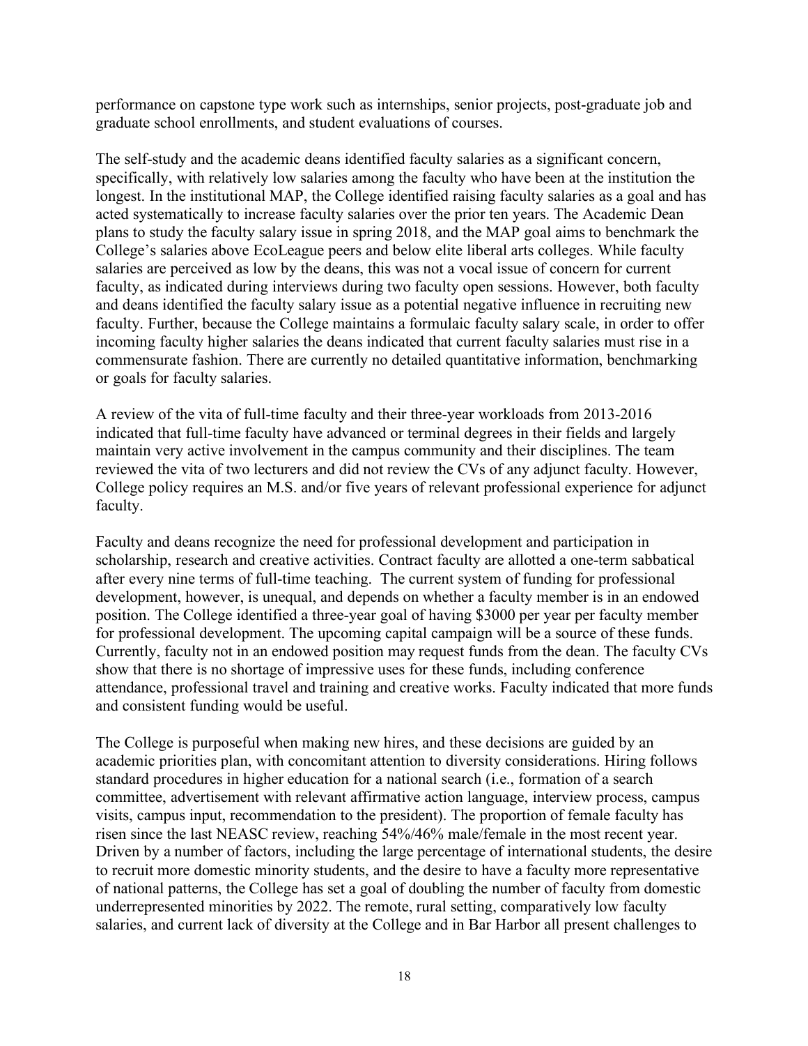performance on capstone type work such as internships, senior projects, post-graduate job and graduate school enrollments, and student evaluations of courses.

The self-study and the academic deans identified faculty salaries as a significant concern, specifically, with relatively low salaries among the faculty who have been at the institution the longest. In the institutional MAP, the College identified raising faculty salaries as a goal and has acted systematically to increase faculty salaries over the prior ten years. The Academic Dean plans to study the faculty salary issue in spring 2018, and the MAP goal aims to benchmark the College's salaries above EcoLeague peers and below elite liberal arts colleges. While faculty salaries are perceived as low by the deans, this was not a vocal issue of concern for current faculty, as indicated during interviews during two faculty open sessions. However, both faculty and deans identified the faculty salary issue as a potential negative influence in recruiting new faculty. Further, because the College maintains a formulaic faculty salary scale, in order to offer incoming faculty higher salaries the deans indicated that current faculty salaries must rise in a commensurate fashion. There are currently no detailed quantitative information, benchmarking or goals for faculty salaries.

A review of the vita of full-time faculty and their three-year workloads from 2013-2016 indicated that full-time faculty have advanced or terminal degrees in their fields and largely maintain very active involvement in the campus community and their disciplines. The team reviewed the vita of two lecturers and did not review the CVs of any adjunct faculty. However, College policy requires an M.S. and/or five years of relevant professional experience for adjunct faculty.

Faculty and deans recognize the need for professional development and participation in scholarship, research and creative activities. Contract faculty are allotted a one-term sabbatical after every nine terms of full-time teaching. The current system of funding for professional development, however, is unequal, and depends on whether a faculty member is in an endowed position. The College identified a three-year goal of having $3000 per year per faculty member for professional development. The upcoming capital campaign will be a source of these funds. Currently, faculty not in an endowed position may request funds from the dean. The faculty CVs show that there is no shortage of impressive uses for these funds, including conference attendance, professional travel and training and creative works. Faculty indicated that more funds and consistent funding would be useful.

The College is purposeful when making new hires, and these decisions are guided by an academic priorities plan, with concomitant attention to diversity considerations. Hiring follows standard procedures in higher education for a national search (i.e., formation of a search committee, advertisement with relevant affirmative action language, interview process, campus visits, campus input, recommendation to the president). The proportion of female faculty has risen since the last NEASC review, reaching 54%/46% male/female in the most recent year. Driven by a number of factors, including the large percentage of international students, the desire to recruit more domestic minority students, and the desire to have a faculty more representative of national patterns, the College has set a goal of doubling the number of faculty from domestic underrepresented minorities by 2022. The remote, rural setting, comparatively low faculty salaries, and current lack of diversity at the College and in Bar Harbor all present challenges to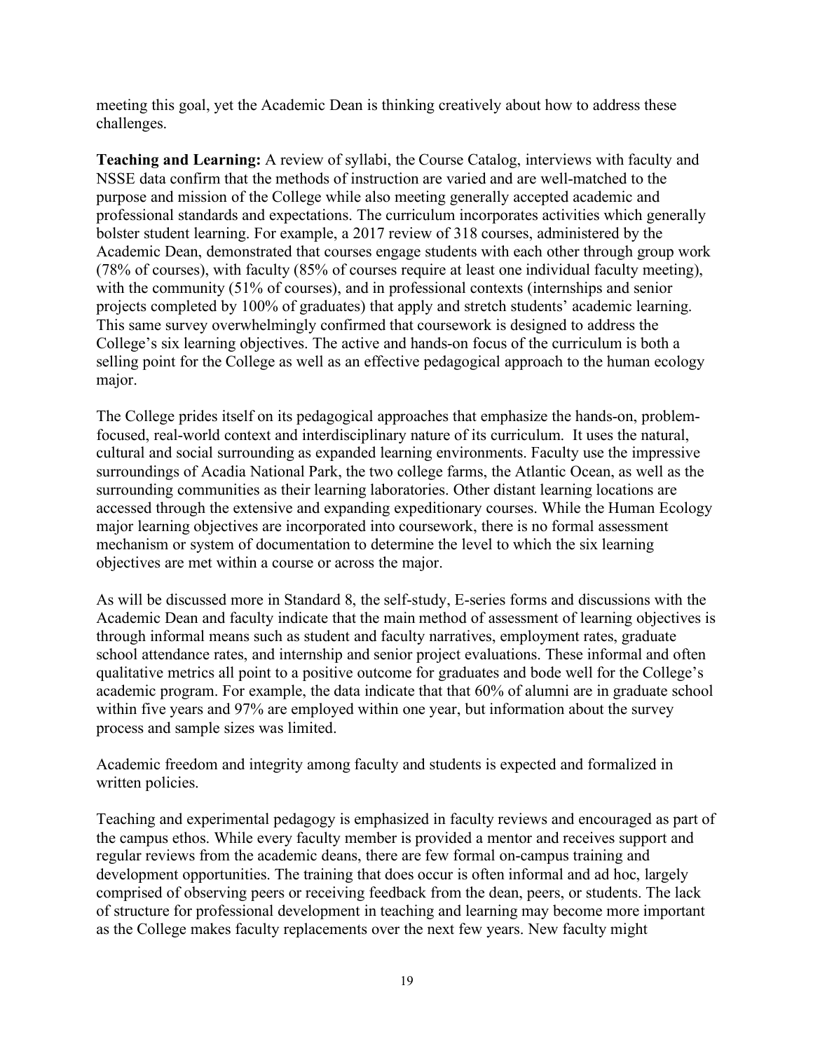meeting this goal, yet the Academic Dean is thinking creatively about how to address these challenges.

**Teaching and Learning:** A review of syllabi, the Course Catalog, interviews with faculty and NSSE data confirm that the methods of instruction are varied and are well-matched to the purpose and mission of the College while also meeting generally accepted academic and professional standards and expectations. The curriculum incorporates activities which generally bolster student learning. For example, a 2017 review of 318 courses, administered by the Academic Dean, demonstrated that courses engage students with each other through group work (78% of courses), with faculty (85% of courses require at least one individual faculty meeting), with the community (51% of courses), and in professional contexts (internships and senior projects completed by 100% of graduates) that apply and stretch students' academic learning. This same survey overwhelmingly confirmed that coursework is designed to address the College's six learning objectives. The active and hands-on focus of the curriculum is both a selling point for the College as well as an effective pedagogical approach to the human ecology major.

The College prides itself on its pedagogical approaches that emphasize the hands-on, problem-focused, real-world context and interdisciplinary nature of its curriculum. It uses the natural, cultural and social surrounding as expanded learning environments. Faculty use the impressive surroundings of Acadia National Park, the two college farms, the Atlantic Ocean, as well as the surrounding communities as their learning laboratories. Other distant learning locations are accessed through the extensive and expanding expeditionary courses. While the Human Ecology major learning objectives are incorporated into coursework, there is no formal assessment mechanism or system of documentation to determine the level to which the six learning objectives are met within a course or across the major.

As will be discussed more in Standard 8, the self-study, E-series forms and discussions with the Academic Dean and faculty indicate that the main method of assessment of learning objectives is through informal means such as student and faculty narratives, employment rates, graduate school attendance rates, and internship and senior project evaluations. These informal and often qualitative metrics all point to a positive outcome for graduates and bode well for the College's academic program. For example, the data indicate that that 60% of alumni are in graduate school within five years and 97% are employed within one year, but information about the survey process and sample sizes was limited.

Academic freedom and integrity among faculty and students is expected and formalized in written policies.

Teaching and experimental pedagogy is emphasized in faculty reviews and encouraged as part of the campus ethos. While every faculty member is provided a mentor and receives support and regular reviews from the academic deans, there are few formal on-campus training and development opportunities. The training that does occur is often informal and ad hoc, largely comprised of observing peers or receiving feedback from the dean, peers, or students. The lack of structure for professional development in teaching and learning may become more important as the College makes faculty replacements over the next few years. New faculty might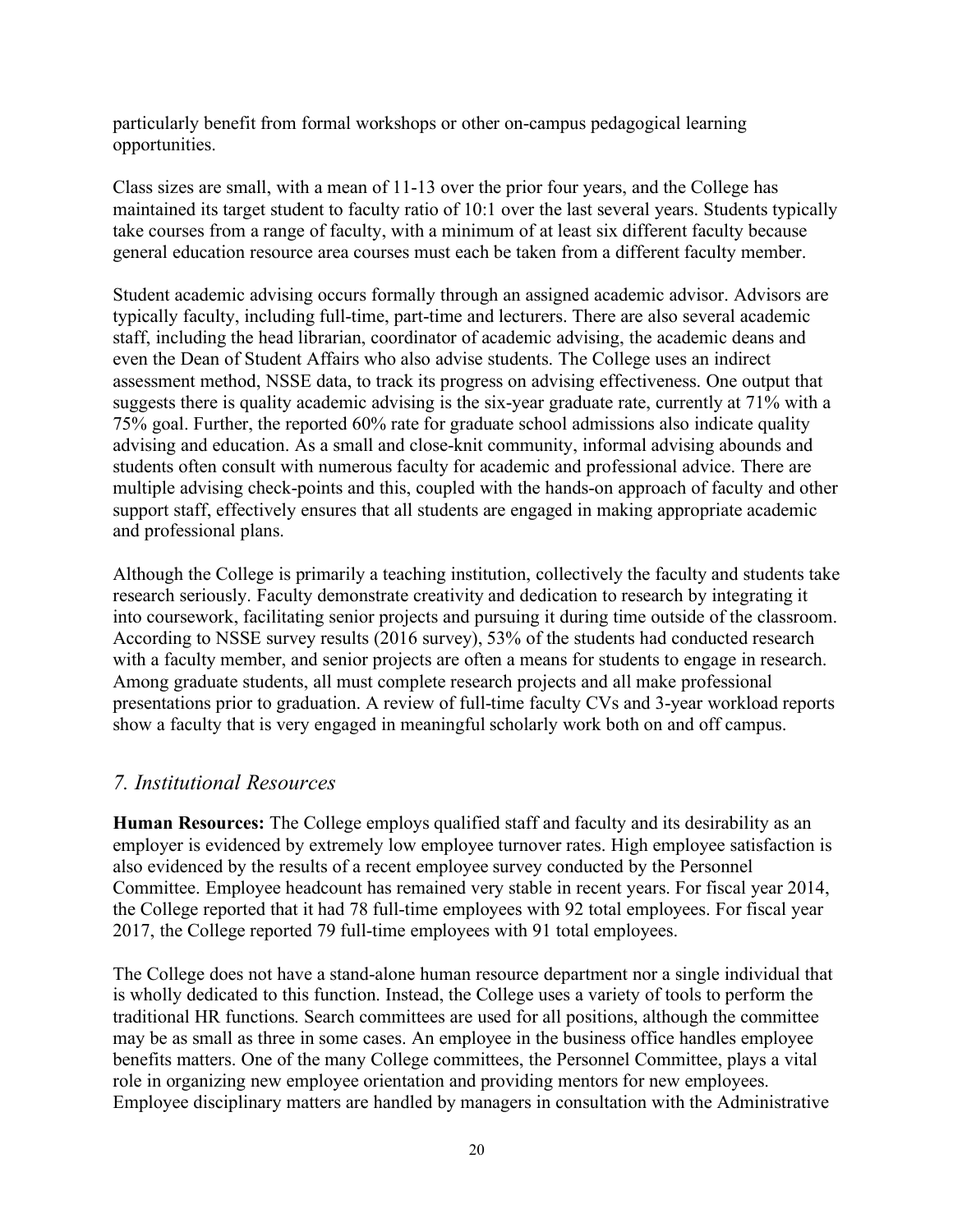particularly benefit from formal workshops or other on-campus pedagogical learning opportunities.

Class sizes are small, with a mean of 11-13 over the prior four years, and the College has maintained its target student to faculty ratio of 10:1 over the last several years. Students typically take courses from a range of faculty, with a minimum of at least six different faculty because general education resource area courses must each be taken from a different faculty member.

Student academic advising occurs formally through an assigned academic advisor. Advisors are typically faculty, including full-time, part-time and lecturers. There are also several academic staff, including the head librarian, coordinator of academic advising, the academic deans and even the Dean of Student Affairs who also advise students. The College uses an indirect assessment method, NSSE data, to track its progress on advising effectiveness. One output that suggests there is quality academic advising is the six-year graduate rate, currently at 71% with a 75% goal. Further, the reported 60% rate for graduate school admissions also indicate quality advising and education. As a small and close-knit community, informal advising abounds and students often consult with numerous faculty for academic and professional advice. There are multiple advising check-points and this, coupled with the hands-on approach of faculty and other support staff, effectively ensures that all students are engaged in making appropriate academic and professional plans.

Although the College is primarily a teaching institution, collectively the faculty and students take research seriously. Faculty demonstrate creativity and dedication to research by integrating it into coursework, facilitating senior projects and pursuing it during time outside of the classroom. According to NSSE survey results (2016 survey), 53% of the students had conducted research with a faculty member, and senior projects are often a means for students to engage in research. Among graduate students, all must complete research projects and all make professional presentations prior to graduation. A review of full-time faculty CVs and 3-year workload reports show a faculty that is very engaged in meaningful scholarly work both on and off campus.

## *7. Institutional Resources*

**Human Resources:** The College employs qualified staff and faculty and its desirability as an employer is evidenced by extremely low employee turnover rates. High employee satisfaction is also evidenced by the results of a recent employee survey conducted by the Personnel Committee. Employee headcount has remained very stable in recent years. For fiscal year 2014, the College reported that it had 78 full-time employees with 92 total employees. For fiscal year 2017, the College reported 79 full-time employees with 91 total employees.

The College does not have a stand-alone human resource department nor a single individual that is wholly dedicated to this function. Instead, the College uses a variety of tools to perform the traditional HR functions. Search committees are used for all positions, although the committee may be as small as three in some cases. An employee in the business office handles employee benefits matters. One of the many College committees, the Personnel Committee, plays a vital role in organizing new employee orientation and providing mentors for new employees. Employee disciplinary matters are handled by managers in consultation with the Administrative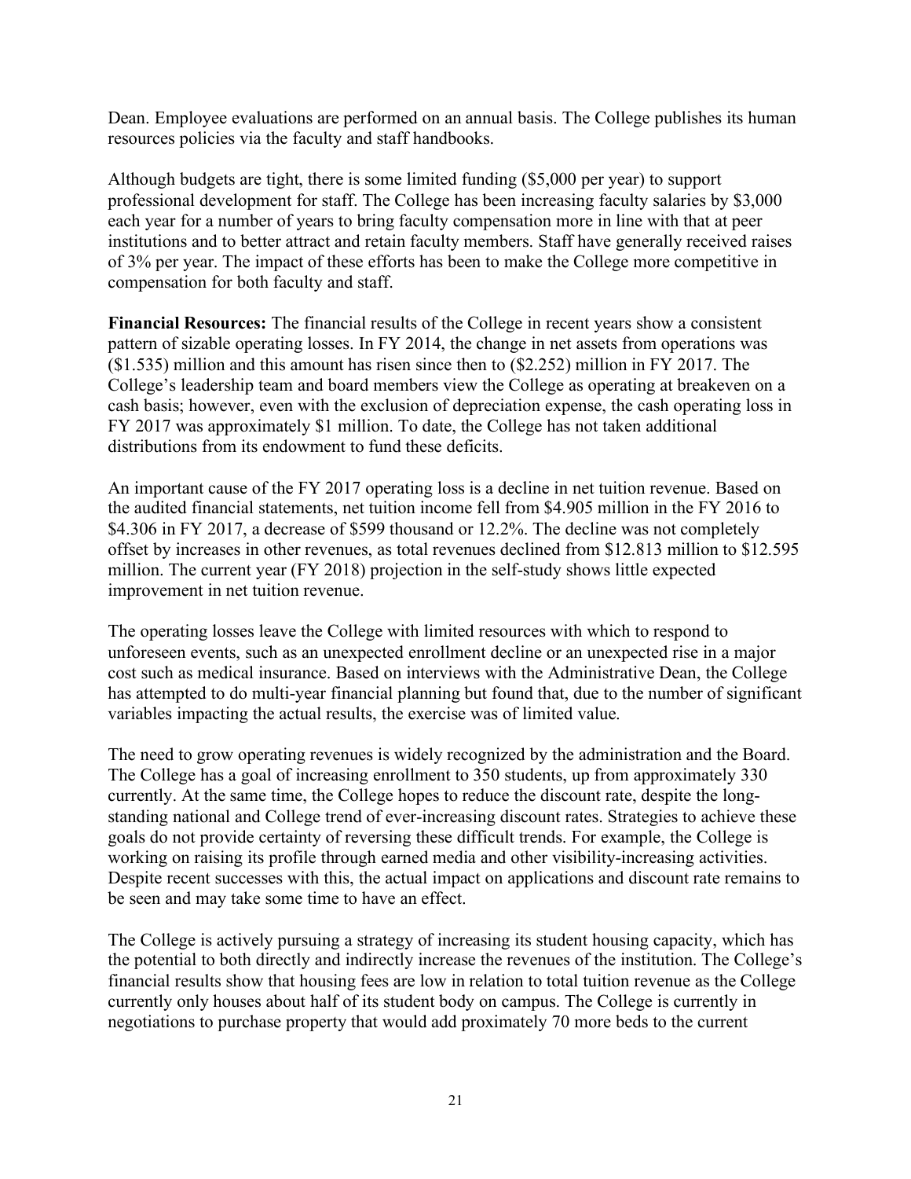Dean. Employee evaluations are performed on an annual basis. The College publishes its human resources policies via the faculty and staff handbooks.

Although budgets are tight, there is some limited funding ($5,000 per year) to support professional development for staff. The College has been increasing faculty salaries by $3,000 each year for a number of years to bring faculty compensation more in line with that at peer institutions and to better attract and retain faculty members. Staff have generally received raises of 3% per year. The impact of these efforts has been to make the College more competitive in compensation for both faculty and staff.

**Financial Resources:** The financial results of the College in recent years show a consistent pattern of sizable operating losses. In FY 2014, the change in net assets from operations was ($1.535) million and this amount has risen since then to ($2.252) million in FY 2017. The College's leadership team and board members view the College as operating at breakeven on a cash basis; however, even with the exclusion of depreciation expense, the cash operating loss in FY 2017 was approximately $1 million. To date, the College has not taken additional distributions from its endowment to fund these deficits.

An important cause of the FY 2017 operating loss is a decline in net tuition revenue. Based on the audited financial statements, net tuition income fell from $4.905 million in the FY 2016 to $4.306 in FY 2017, a decrease of $599 thousand or 12.2%. The decline was not completely offset by increases in other revenues, as total revenues declined from $12.813 million to $12.595 million. The current year (FY 2018) projection in the self-study shows little expected improvement in net tuition revenue.

The operating losses leave the College with limited resources with which to respond to unforeseen events, such as an unexpected enrollment decline or an unexpected rise in a major cost such as medical insurance. Based on interviews with the Administrative Dean, the College has attempted to do multi-year financial planning but found that, due to the number of significant variables impacting the actual results, the exercise was of limited value.

The need to grow operating revenues is widely recognized by the administration and the Board. The College has a goal of increasing enrollment to 350 students, up from approximately 330 currently. At the same time, the College hopes to reduce the discount rate, despite the long-standing national and College trend of ever-increasing discount rates. Strategies to achieve these goals do not provide certainty of reversing these difficult trends. For example, the College is working on raising its profile through earned media and other visibility-increasing activities. Despite recent successes with this, the actual impact on applications and discount rate remains to be seen and may take some time to have an effect.

The College is actively pursuing a strategy of increasing its student housing capacity, which has the potential to both directly and indirectly increase the revenues of the institution. The College's financial results show that housing fees are low in relation to total tuition revenue as the College currently only houses about half of its student body on campus. The College is currently in negotiations to purchase property that would add proximately 70 more beds to the current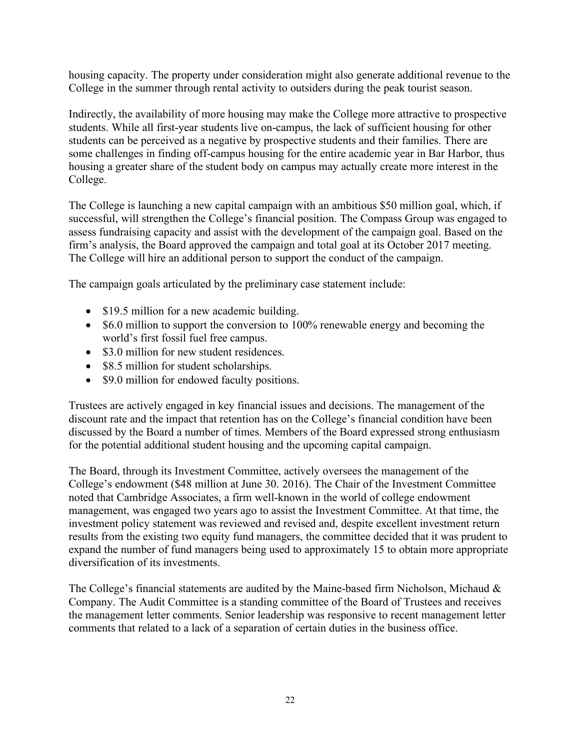housing capacity. The property under consideration might also generate additional revenue to the College in the summer through rental activity to outsiders during the peak tourist season.

Indirectly, the availability of more housing may make the College more attractive to prospective students. While all first-year students live on-campus, the lack of sufficient housing for other students can be perceived as a negative by prospective students and their families. There are some challenges in finding off-campus housing for the entire academic year in Bar Harbor, thus housing a greater share of the student body on campus may actually create more interest in the College.

The College is launching a new capital campaign with an ambitious $50 million goal, which, if successful, will strengthen the College's financial position. The Compass Group was engaged to assess fundraising capacity and assist with the development of the campaign goal. Based on the firm's analysis, the Board approved the campaign and total goal at its October 2017 meeting. The College will hire an additional person to support the conduct of the campaign.

The campaign goals articulated by the preliminary case statement include:

- $19.5 million for a new academic building.
- $6.0 million to support the conversion to 100% renewable energy and becoming the world's first fossil fuel free campus.
- $3.0 million for new student residences.
- $8.5 million for student scholarships.
- $9.0 million for endowed faculty positions.

Trustees are actively engaged in key financial issues and decisions. The management of the discount rate and the impact that retention has on the College's financial condition have been discussed by the Board a number of times. Members of the Board expressed strong enthusiasm for the potential additional student housing and the upcoming capital campaign.

The Board, through its Investment Committee, actively oversees the management of the College's endowment ($48 million at June 30. 2016). The Chair of the Investment Committee noted that Cambridge Associates, a firm well-known in the world of college endowment management, was engaged two years ago to assist the Investment Committee. At that time, the investment policy statement was reviewed and revised and, despite excellent investment return results from the existing two equity fund managers, the committee decided that it was prudent to expand the number of fund managers being used to approximately 15 to obtain more appropriate diversification of its investments.

The College's financial statements are audited by the Maine-based firm Nicholson, Michaud & Company. The Audit Committee is a standing committee of the Board of Trustees and receives the management letter comments. Senior leadership was responsive to recent management letter comments that related to a lack of a separation of certain duties in the business office.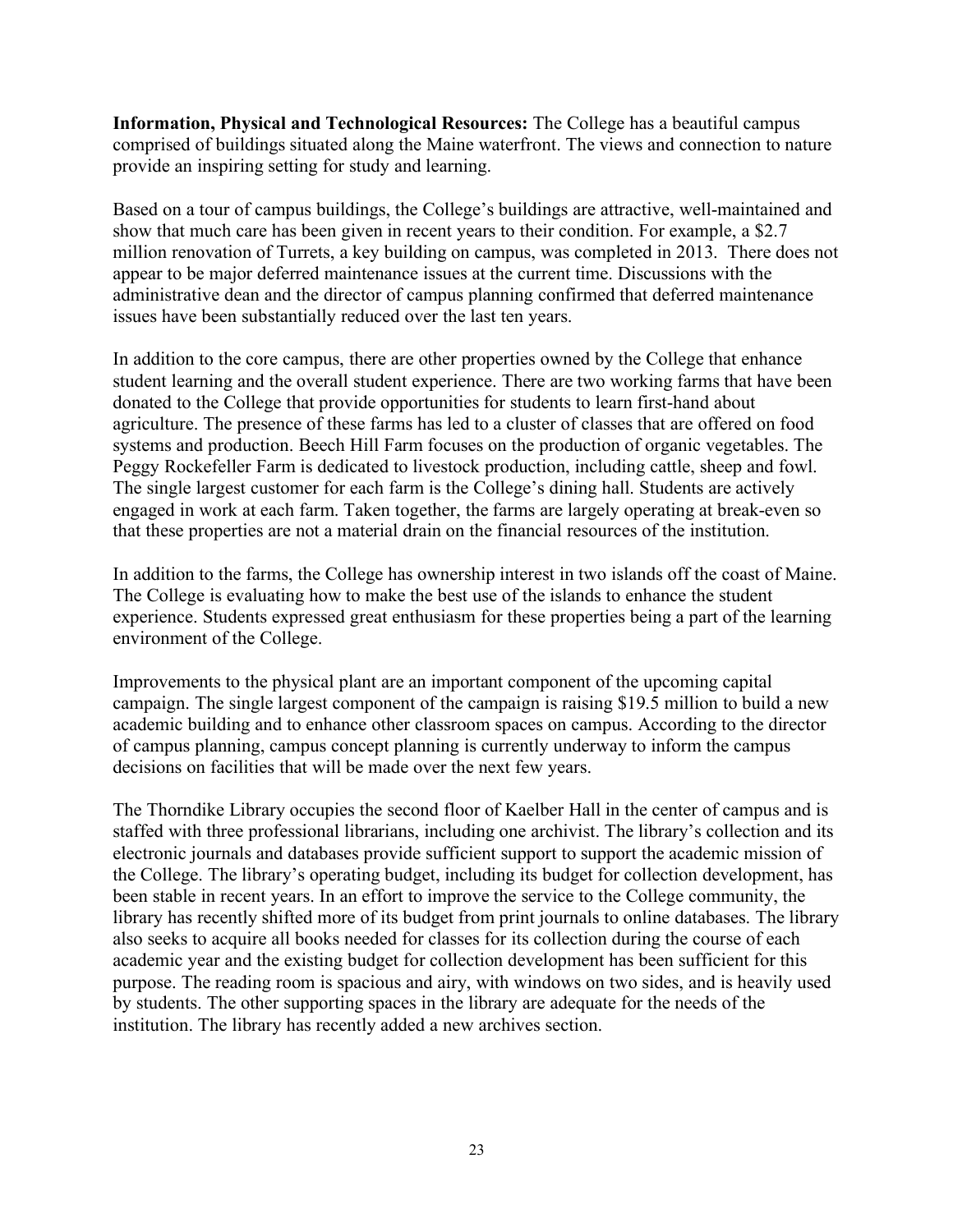**Information, Physical and Technological Resources:** The College has a beautiful campus comprised of buildings situated along the Maine waterfront. The views and connection to nature provide an inspiring setting for study and learning.

Based on a tour of campus buildings, the College's buildings are attractive, well-maintained and show that much care has been given in recent years to their condition. For example, a $2.7 million renovation of Turrets, a key building on campus, was completed in 2013. There does not appear to be major deferred maintenance issues at the current time. Discussions with the administrative dean and the director of campus planning confirmed that deferred maintenance issues have been substantially reduced over the last ten years.

In addition to the core campus, there are other properties owned by the College that enhance student learning and the overall student experience. There are two working farms that have been donated to the College that provide opportunities for students to learn first-hand about agriculture. The presence of these farms has led to a cluster of classes that are offered on food systems and production. Beech Hill Farm focuses on the production of organic vegetables. The Peggy Rockefeller Farm is dedicated to livestock production, including cattle, sheep and fowl. The single largest customer for each farm is the College's dining hall. Students are actively engaged in work at each farm. Taken together, the farms are largely operating at break-even so that these properties are not a material drain on the financial resources of the institution.

In addition to the farms, the College has ownership interest in two islands off the coast of Maine. The College is evaluating how to make the best use of the islands to enhance the student experience. Students expressed great enthusiasm for these properties being a part of the learning environment of the College.

Improvements to the physical plant are an important component of the upcoming capital campaign. The single largest component of the campaign is raising $19.5 million to build a new academic building and to enhance other classroom spaces on campus. According to the director of campus planning, campus concept planning is currently underway to inform the campus decisions on facilities that will be made over the next few years.

The Thorndike Library occupies the second floor of Kaelber Hall in the center of campus and is staffed with three professional librarians, including one archivist. The library's collection and its electronic journals and databases provide sufficient support to support the academic mission of the College. The library's operating budget, including its budget for collection development, has been stable in recent years. In an effort to improve the service to the College community, the library has recently shifted more of its budget from print journals to online databases. The library also seeks to acquire all books needed for classes for its collection during the course of each academic year and the existing budget for collection development has been sufficient for this purpose. The reading room is spacious and airy, with windows on two sides, and is heavily used by students. The other supporting spaces in the library are adequate for the needs of the institution. The library has recently added a new archives section.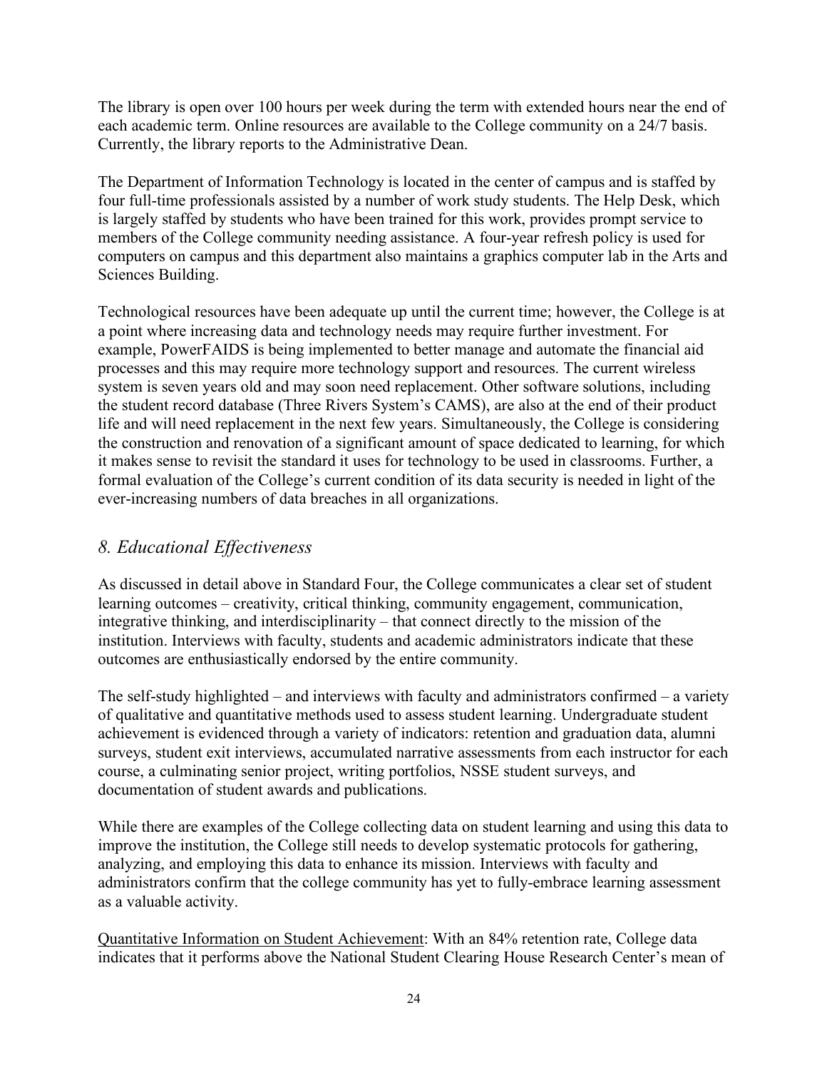The library is open over 100 hours per week during the term with extended hours near the end of each academic term. Online resources are available to the College community on a 24/7 basis. Currently, the library reports to the Administrative Dean.

The Department of Information Technology is located in the center of campus and is staffed by four full-time professionals assisted by a number of work study students. The Help Desk, which is largely staffed by students who have been trained for this work, provides prompt service to members of the College community needing assistance. A four-year refresh policy is used for computers on campus and this department also maintains a graphics computer lab in the Arts and Sciences Building.

Technological resources have been adequate up until the current time; however, the College is at a point where increasing data and technology needs may require further investment. For example, PowerFAIDS is being implemented to better manage and automate the financial aid processes and this may require more technology support and resources. The current wireless system is seven years old and may soon need replacement. Other software solutions, including the student record database (Three Rivers System's CAMS), are also at the end of their product life and will need replacement in the next few years. Simultaneously, the College is considering the construction and renovation of a significant amount of space dedicated to learning, for which it makes sense to revisit the standard it uses for technology to be used in classrooms. Further, a formal evaluation of the College's current condition of its data security is needed in light of the ever-increasing numbers of data breaches in all organizations.

## *8. Educational Effectiveness*

As discussed in detail above in Standard Four, the College communicates a clear set of student learning outcomes – creativity, critical thinking, community engagement, communication, integrative thinking, and interdisciplinarity – that connect directly to the mission of the institution. Interviews with faculty, students and academic administrators indicate that these outcomes are enthusiastically endorsed by the entire community.

The self-study highlighted – and interviews with faculty and administrators confirmed – a variety of qualitative and quantitative methods used to assess student learning. Undergraduate student achievement is evidenced through a variety of indicators: retention and graduation data, alumni surveys, student exit interviews, accumulated narrative assessments from each instructor for each course, a culminating senior project, writing portfolios, NSSE student surveys, and documentation of student awards and publications.

While there are examples of the College collecting data on student learning and using this data to improve the institution, the College still needs to develop systematic protocols for gathering, analyzing, and employing this data to enhance its mission. Interviews with faculty and administrators confirm that the college community has yet to fully-embrace learning assessment as a valuable activity.

<u>Quantitative Information on Student Achievement</u>: With an 84% retention rate, College data indicates that it performs above the National Student Clearing House Research Center's mean of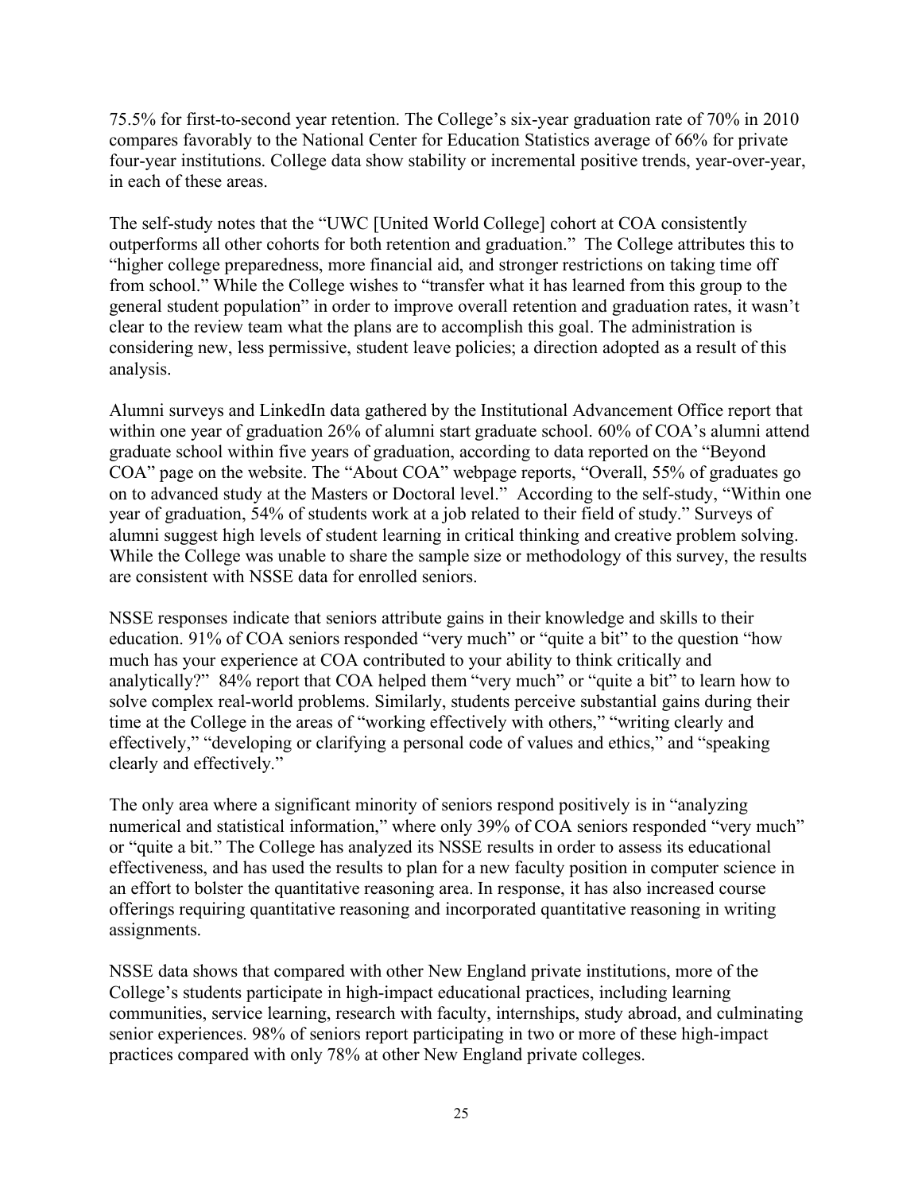75.5% for first-to-second year retention. The College's six-year graduation rate of 70% in 2010 compares favorably to the National Center for Education Statistics average of 66% for private four-year institutions. College data show stability or incremental positive trends, year-over-year, in each of these areas.

The self-study notes that the "UWC [United World College] cohort at COA consistently outperforms all other cohorts for both retention and graduation." The College attributes this to "higher college preparedness, more financial aid, and stronger restrictions on taking time off from school." While the College wishes to "transfer what it has learned from this group to the general student population" in order to improve overall retention and graduation rates, it wasn't clear to the review team what the plans are to accomplish this goal. The administration is considering new, less permissive, student leave policies; a direction adopted as a result of this analysis.

Alumni surveys and LinkedIn data gathered by the Institutional Advancement Office report that within one year of graduation 26% of alumni start graduate school. 60% of COA's alumni attend graduate school within five years of graduation, according to data reported on the "Beyond COA" page on the website. The "About COA" webpage reports, "Overall, 55% of graduates go on to advanced study at the Masters or Doctoral level." According to the self-study, "Within one year of graduation, 54% of students work at a job related to their field of study." Surveys of alumni suggest high levels of student learning in critical thinking and creative problem solving. While the College was unable to share the sample size or methodology of this survey, the results are consistent with NSSE data for enrolled seniors.

NSSE responses indicate that seniors attribute gains in their knowledge and skills to their education. 91% of COA seniors responded "very much" or "quite a bit" to the question "how much has your experience at COA contributed to your ability to think critically and analytically?" 84% report that COA helped them "very much" or "quite a bit" to learn how to solve complex real-world problems. Similarly, students perceive substantial gains during their time at the College in the areas of "working effectively with others," "writing clearly and effectively," "developing or clarifying a personal code of values and ethics," and "speaking clearly and effectively."

The only area where a significant minority of seniors respond positively is in "analyzing numerical and statistical information," where only 39% of COA seniors responded "very much" or "quite a bit." The College has analyzed its NSSE results in order to assess its educational effectiveness, and has used the results to plan for a new faculty position in computer science in an effort to bolster the quantitative reasoning area. In response, it has also increased course offerings requiring quantitative reasoning and incorporated quantitative reasoning in writing assignments.

NSSE data shows that compared with other New England private institutions, more of the College's students participate in high-impact educational practices, including learning communities, service learning, research with faculty, internships, study abroad, and culminating senior experiences. 98% of seniors report participating in two or more of these high-impact practices compared with only 78% at other New England private colleges.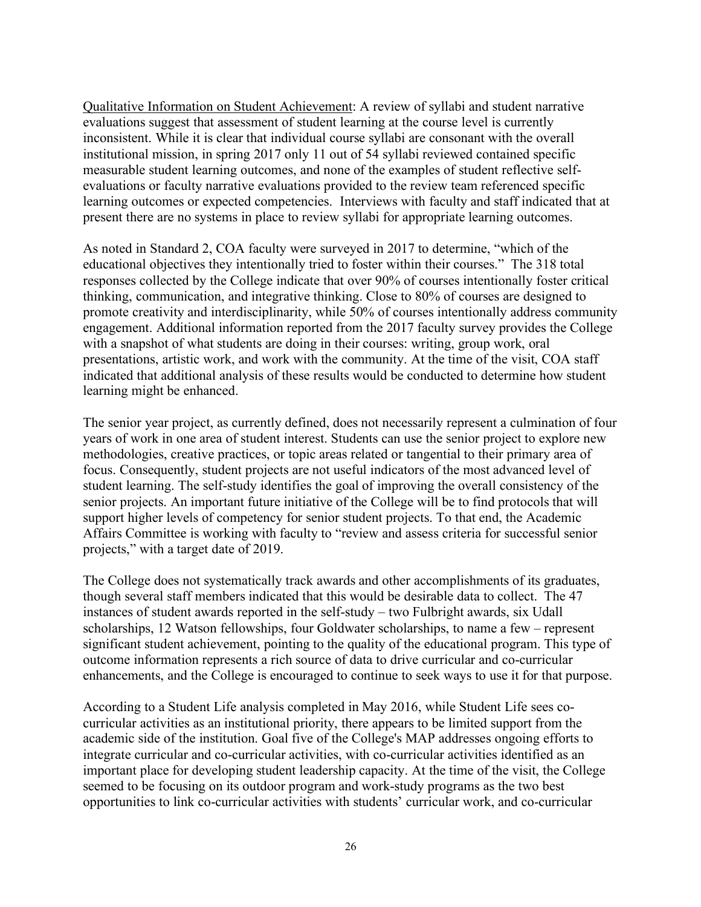<u>Qualitative Information on Student Achievement</u>: A review of syllabi and student narrative evaluations suggest that assessment of student learning at the course level is currently inconsistent. While it is clear that individual course syllabi are consonant with the overall institutional mission, in spring 2017 only 11 out of 54 syllabi reviewed contained specific measurable student learning outcomes, and none of the examples of student reflective self-evaluations or faculty narrative evaluations provided to the review team referenced specific learning outcomes or expected competencies. Interviews with faculty and staff indicated that at present there are no systems in place to review syllabi for appropriate learning outcomes.

As noted in Standard 2, COA faculty were surveyed in 2017 to determine, "which of the educational objectives they intentionally tried to foster within their courses." The 318 total responses collected by the College indicate that over 90% of courses intentionally foster critical thinking, communication, and integrative thinking. Close to 80% of courses are designed to promote creativity and interdisciplinarity, while 50% of courses intentionally address community engagement. Additional information reported from the 2017 faculty survey provides the College with a snapshot of what students are doing in their courses: writing, group work, oral presentations, artistic work, and work with the community. At the time of the visit, COA staff indicated that additional analysis of these results would be conducted to determine how student learning might be enhanced.

The senior year project, as currently defined, does not necessarily represent a culmination of four years of work in one area of student interest. Students can use the senior project to explore new methodologies, creative practices, or topic areas related or tangential to their primary area of focus. Consequently, student projects are not useful indicators of the most advanced level of student learning. The self-study identifies the goal of improving the overall consistency of the senior projects. An important future initiative of the College will be to find protocols that will support higher levels of competency for senior student projects. To that end, the Academic Affairs Committee is working with faculty to "review and assess criteria for successful senior projects," with a target date of 2019.

The College does not systematically track awards and other accomplishments of its graduates, though several staff members indicated that this would be desirable data to collect. The 47 instances of student awards reported in the self-study – two Fulbright awards, six Udall scholarships, 12 Watson fellowships, four Goldwater scholarships, to name a few – represent significant student achievement, pointing to the quality of the educational program. This type of outcome information represents a rich source of data to drive curricular and co-curricular enhancements, and the College is encouraged to continue to seek ways to use it for that purpose.

According to a Student Life analysis completed in May 2016, while Student Life sees co-curricular activities as an institutional priority, there appears to be limited support from the academic side of the institution. Goal five of the College's MAP addresses ongoing efforts to integrate curricular and co-curricular activities, with co-curricular activities identified as an important place for developing student leadership capacity. At the time of the visit, the College seemed to be focusing on its outdoor program and work-study programs as the two best opportunities to link co-curricular activities with students' curricular work, and co-curricular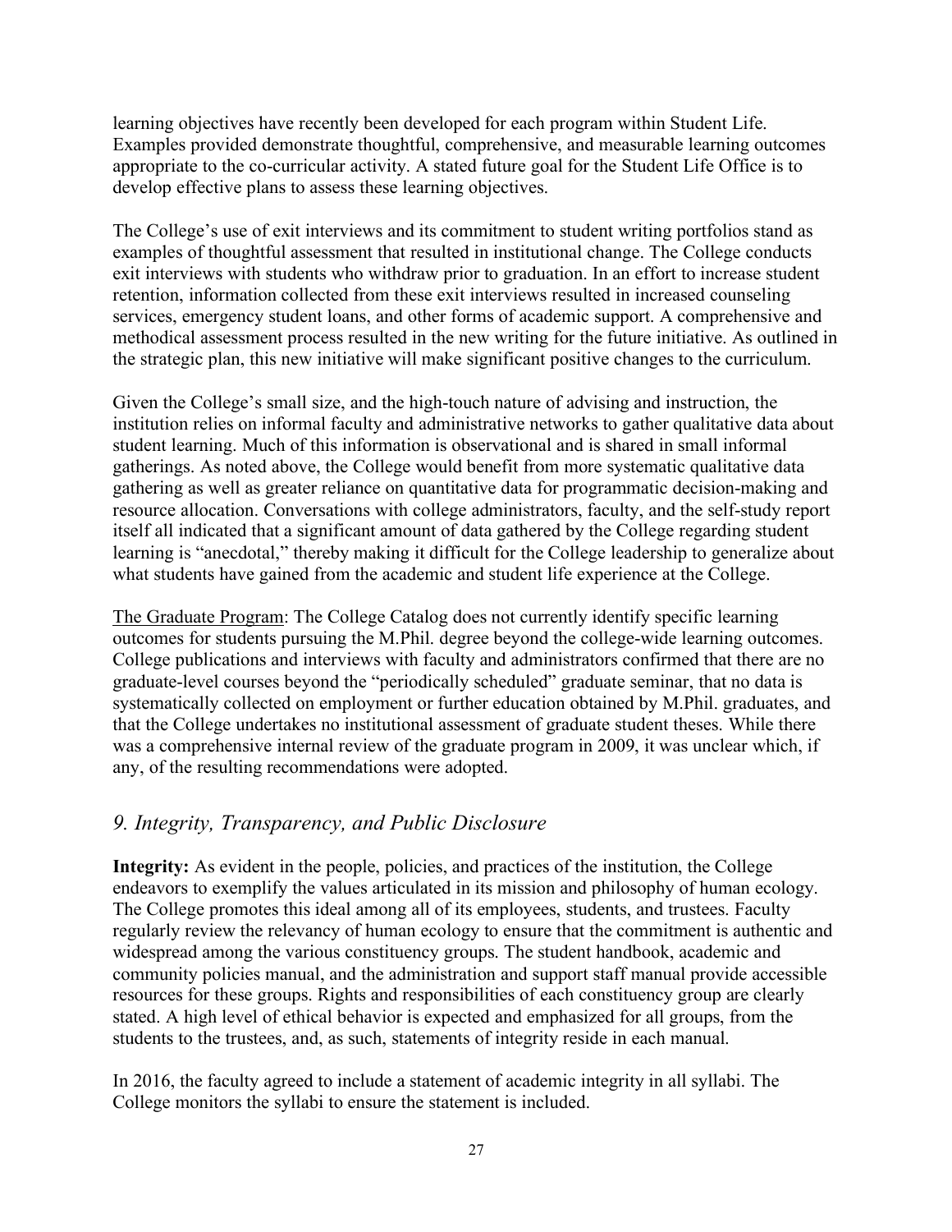learning objectives have recently been developed for each program within Student Life. Examples provided demonstrate thoughtful, comprehensive, and measurable learning outcomes appropriate to the co-curricular activity. A stated future goal for the Student Life Office is to develop effective plans to assess these learning objectives.

The College's use of exit interviews and its commitment to student writing portfolios stand as examples of thoughtful assessment that resulted in institutional change. The College conducts exit interviews with students who withdraw prior to graduation. In an effort to increase student retention, information collected from these exit interviews resulted in increased counseling services, emergency student loans, and other forms of academic support. A comprehensive and methodical assessment process resulted in the new writing for the future initiative. As outlined in the strategic plan, this new initiative will make significant positive changes to the curriculum.

Given the College's small size, and the high-touch nature of advising and instruction, the institution relies on informal faculty and administrative networks to gather qualitative data about student learning. Much of this information is observational and is shared in small informal gatherings. As noted above, the College would benefit from more systematic qualitative data gathering as well as greater reliance on quantitative data for programmatic decision-making and resource allocation. Conversations with college administrators, faculty, and the self-study report itself all indicated that a significant amount of data gathered by the College regarding student learning is "anecdotal," thereby making it difficult for the College leadership to generalize about what students have gained from the academic and student life experience at the College.

<u>The Graduate Program</u>: The College Catalog does not currently identify specific learning outcomes for students pursuing the M.Phil. degree beyond the college-wide learning outcomes. College publications and interviews with faculty and administrators confirmed that there are no graduate-level courses beyond the "periodically scheduled" graduate seminar, that no data is systematically collected on employment or further education obtained by M.Phil. graduates, and that the College undertakes no institutional assessment of graduate student theses. While there was a comprehensive internal review of the graduate program in 2009, it was unclear which, if any, of the resulting recommendations were adopted.

## *9. Integrity, Transparency, and Public Disclosure*

**Integrity:** As evident in the people, policies, and practices of the institution, the College endeavors to exemplify the values articulated in its mission and philosophy of human ecology. The College promotes this ideal among all of its employees, students, and trustees. Faculty regularly review the relevancy of human ecology to ensure that the commitment is authentic and widespread among the various constituency groups. The student handbook, academic and community policies manual, and the administration and support staff manual provide accessible resources for these groups. Rights and responsibilities of each constituency group are clearly stated. A high level of ethical behavior is expected and emphasized for all groups, from the students to the trustees, and, as such, statements of integrity reside in each manual.

In 2016, the faculty agreed to include a statement of academic integrity in all syllabi. The College monitors the syllabi to ensure the statement is included.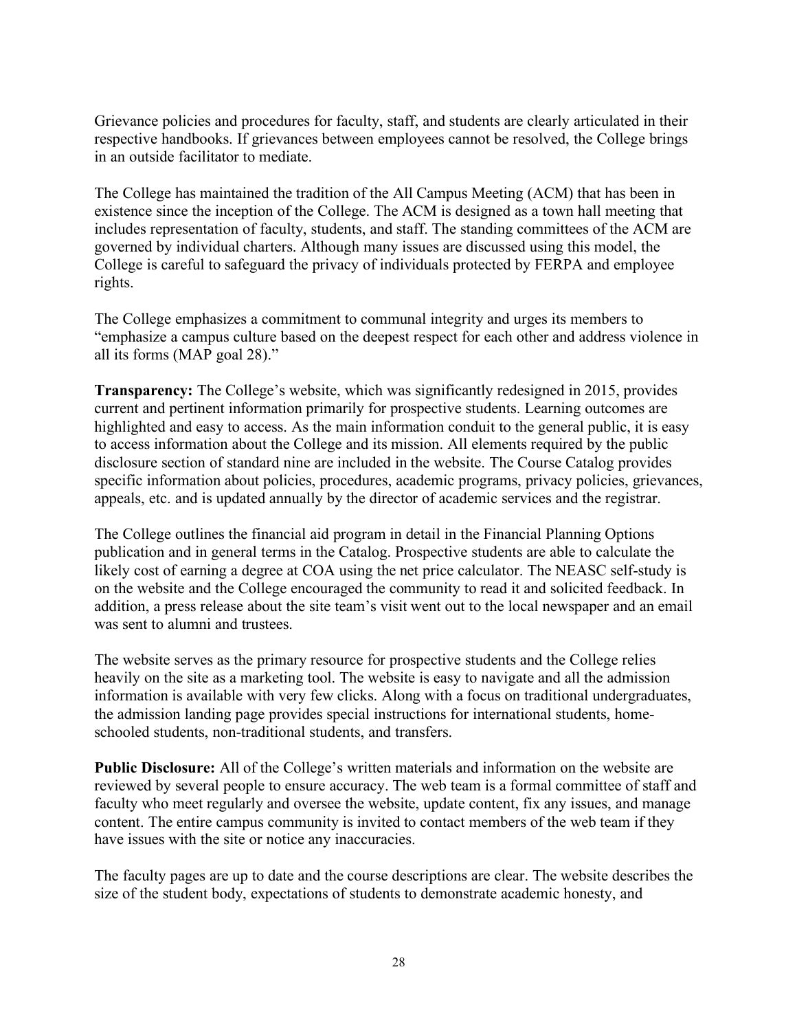Grievance policies and procedures for faculty, staff, and students are clearly articulated in their respective handbooks. If grievances between employees cannot be resolved, the College brings in an outside facilitator to mediate.

The College has maintained the tradition of the All Campus Meeting (ACM) that has been in existence since the inception of the College. The ACM is designed as a town hall meeting that includes representation of faculty, students, and staff. The standing committees of the ACM are governed by individual charters. Although many issues are discussed using this model, the College is careful to safeguard the privacy of individuals protected by FERPA and employee rights.

The College emphasizes a commitment to communal integrity and urges its members to "emphasize a campus culture based on the deepest respect for each other and address violence in all its forms (MAP goal 28)."

**Transparency:** The College's website, which was significantly redesigned in 2015, provides current and pertinent information primarily for prospective students. Learning outcomes are highlighted and easy to access. As the main information conduit to the general public, it is easy to access information about the College and its mission. All elements required by the public disclosure section of standard nine are included in the website. The Course Catalog provides specific information about policies, procedures, academic programs, privacy policies, grievances, appeals, etc. and is updated annually by the director of academic services and the registrar.

The College outlines the financial aid program in detail in the Financial Planning Options publication and in general terms in the Catalog. Prospective students are able to calculate the likely cost of earning a degree at COA using the net price calculator. The NEASC self-study is on the website and the College encouraged the community to read it and solicited feedback. In addition, a press release about the site team's visit went out to the local newspaper and an email was sent to alumni and trustees.

The website serves as the primary resource for prospective students and the College relies heavily on the site as a marketing tool. The website is easy to navigate and all the admission information is available with very few clicks. Along with a focus on traditional undergraduates, the admission landing page provides special instructions for international students, home-schooled students, non-traditional students, and transfers.

**Public Disclosure:** All of the College's written materials and information on the website are reviewed by several people to ensure accuracy. The web team is a formal committee of staff and faculty who meet regularly and oversee the website, update content, fix any issues, and manage content. The entire campus community is invited to contact members of the web team if they have issues with the site or notice any inaccuracies.

The faculty pages are up to date and the course descriptions are clear. The website describes the size of the student body, expectations of students to demonstrate academic honesty, and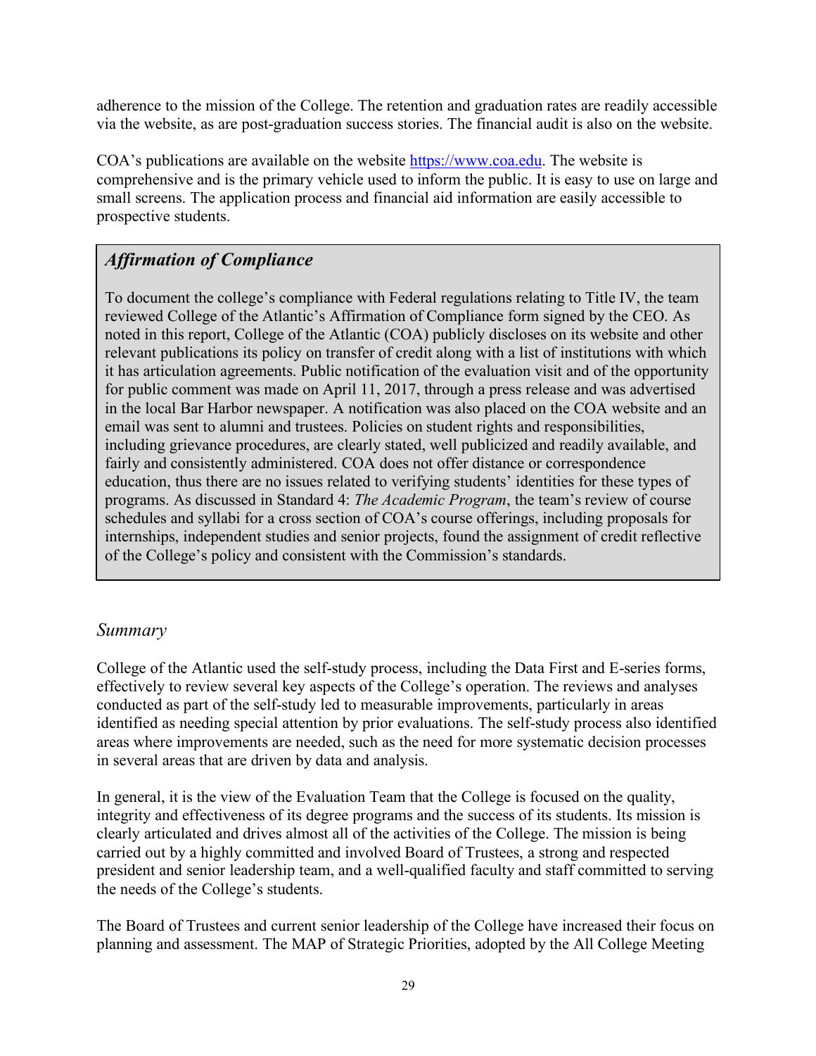adherence to the mission of the College. The retention and graduation rates are readily accessible via the website, as are post-graduation success stories. The financial audit is also on the website.

COA's publications are available on the website https://www.coa.edu. The website is comprehensive and is the primary vehicle used to inform the public. It is easy to use on large and small screens. The application process and financial aid information are easily accessible to prospective students.

### *Affirmation of Compliance*

To document the college's compliance with Federal regulations relating to Title IV, the team reviewed College of the Atlantic's Affirmation of Compliance form signed by the CEO. As noted in this report, College of the Atlantic (COA) publicly discloses on its website and other relevant publications its policy on transfer of credit along with a list of institutions with which it has articulation agreements. Public notification of the evaluation visit and of the opportunity for public comment was made on April 11, 2017, through a press release and was advertised in the local Bar Harbor newspaper. A notification was also placed on the COA website and an email was sent to alumni and trustees. Policies on student rights and responsibilities, including grievance procedures, are clearly stated, well publicized and readily available, and fairly and consistently administered. COA does not offer distance or correspondence education, thus there are no issues related to verifying students' identities for these types of programs. As discussed in Standard 4: *The Academic Program*, the team's review of course schedules and syllabi for a cross section of COA's course offerings, including proposals for internships, independent studies and senior projects, found the assignment of credit reflective of the College's policy and consistent with the Commission's standards.

## *Summary*

College of the Atlantic used the self-study process, including the Data First and E-series forms, effectively to review several key aspects of the College's operation. The reviews and analyses conducted as part of the self-study led to measurable improvements, particularly in areas identified as needing special attention by prior evaluations. The self-study process also identified areas where improvements are needed, such as the need for more systematic decision processes in several areas that are driven by data and analysis.

In general, it is the view of the Evaluation Team that the College is focused on the quality, integrity and effectiveness of its degree programs and the success of its students. Its mission is clearly articulated and drives almost all of the activities of the College. The mission is being carried out by a highly committed and involved Board of Trustees, a strong and respected president and senior leadership team, and a well-qualified faculty and staff committed to serving the needs of the College's students.

The Board of Trustees and current senior leadership of the College have increased their focus on planning and assessment. The MAP of Strategic Priorities, adopted by the All College Meeting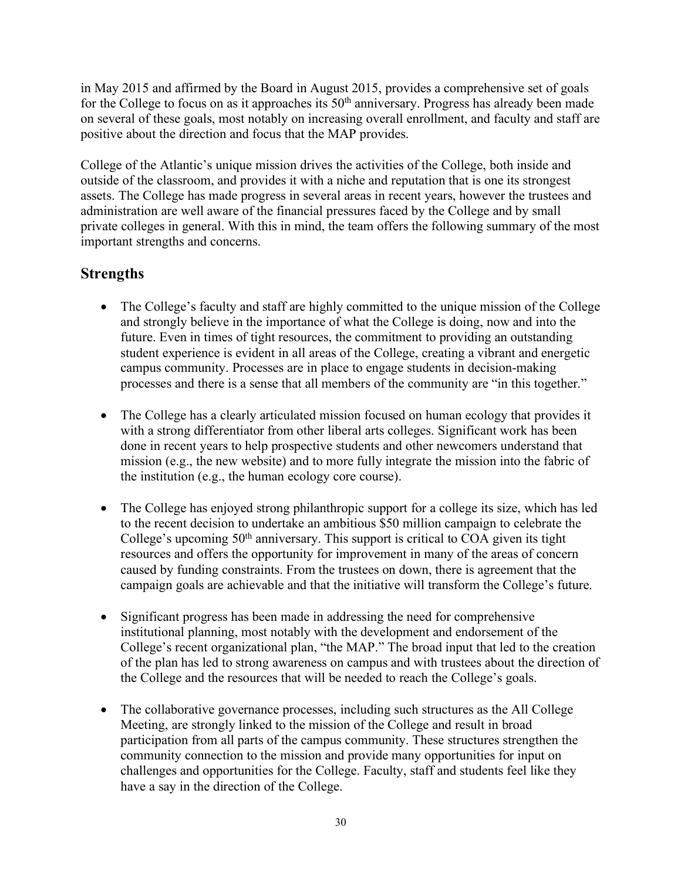in May 2015 and affirmed by the Board in August 2015, provides a comprehensive set of goals for the College to focus on as it approaches its 50th anniversary. Progress has already been made on several of these goals, most notably on increasing overall enrollment, and faculty and staff are positive about the direction and focus that the MAP provides.

College of the Atlantic's unique mission drives the activities of the College, both inside and outside of the classroom, and provides it with a niche and reputation that is one its strongest assets. The College has made progress in several areas in recent years, however the trustees and administration are well aware of the financial pressures faced by the College and by small private colleges in general. With this in mind, the team offers the following summary of the most important strengths and concerns.

## Strengths

- The College's faculty and staff are highly committed to the unique mission of the College and strongly believe in the importance of what the College is doing, now and into the future. Even in times of tight resources, the commitment to providing an outstanding student experience is evident in all areas of the College, creating a vibrant and energetic campus community. Processes are in place to engage students in decision-making processes and there is a sense that all members of the community are "in this together."

- The College has a clearly articulated mission focused on human ecology that provides it with a strong differentiator from other liberal arts colleges. Significant work has been done in recent years to help prospective students and other newcomers understand that mission (e.g., the new website) and to more fully integrate the mission into the fabric of the institution (e.g., the human ecology core course).

- The College has enjoyed strong philanthropic support for a college its size, which has led to the recent decision to undertake an ambitious $50 million campaign to celebrate the College's upcoming 50th anniversary. This support is critical to COA given its tight resources and offers the opportunity for improvement in many of the areas of concern caused by funding constraints. From the trustees on down, there is agreement that the campaign goals are achievable and that the initiative will transform the College's future.

- Significant progress has been made in addressing the need for comprehensive institutional planning, most notably with the development and endorsement of the College's recent organizational plan, "the MAP." The broad input that led to the creation of the plan has led to strong awareness on campus and with trustees about the direction of the College and the resources that will be needed to reach the College's goals.

- The collaborative governance processes, including such structures as the All College Meeting, are strongly linked to the mission of the College and result in broad participation from all parts of the campus community. These structures strengthen the community connection to the mission and provide many opportunities for input on challenges and opportunities for the College. Faculty, staff and students feel like they have a say in the direction of the College.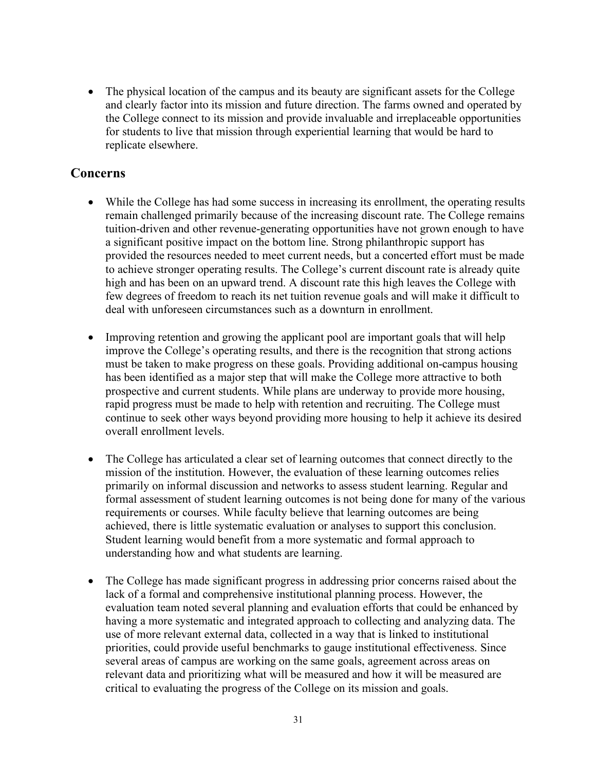- The physical location of the campus and its beauty are significant assets for the College and clearly factor into its mission and future direction. The farms owned and operated by the College connect to its mission and provide invaluable and irreplaceable opportunities for students to live that mission through experiential learning that would be hard to replicate elsewhere.

## Concerns

- While the College has had some success in increasing its enrollment, the operating results remain challenged primarily because of the increasing discount rate. The College remains tuition-driven and other revenue-generating opportunities have not grown enough to have a significant positive impact on the bottom line. Strong philanthropic support has provided the resources needed to meet current needs, but a concerted effort must be made to achieve stronger operating results. The College's current discount rate is already quite high and has been on an upward trend. A discount rate this high leaves the College with few degrees of freedom to reach its net tuition revenue goals and will make it difficult to deal with unforeseen circumstances such as a downturn in enrollment.

- Improving retention and growing the applicant pool are important goals that will help improve the College's operating results, and there is the recognition that strong actions must be taken to make progress on these goals. Providing additional on-campus housing has been identified as a major step that will make the College more attractive to both prospective and current students. While plans are underway to provide more housing, rapid progress must be made to help with retention and recruiting. The College must continue to seek other ways beyond providing more housing to help it achieve its desired overall enrollment levels.

- The College has articulated a clear set of learning outcomes that connect directly to the mission of the institution. However, the evaluation of these learning outcomes relies primarily on informal discussion and networks to assess student learning. Regular and formal assessment of student learning outcomes is not being done for many of the various requirements or courses. While faculty believe that learning outcomes are being achieved, there is little systematic evaluation or analyses to support this conclusion. Student learning would benefit from a more systematic and formal approach to understanding how and what students are learning.

- The College has made significant progress in addressing prior concerns raised about the lack of a formal and comprehensive institutional planning process. However, the evaluation team noted several planning and evaluation efforts that could be enhanced by having a more systematic and integrated approach to collecting and analyzing data. The use of more relevant external data, collected in a way that is linked to institutional priorities, could provide useful benchmarks to gauge institutional effectiveness. Since several areas of campus are working on the same goals, agreement across areas on relevant data and prioritizing what will be measured and how it will be measured are critical to evaluating the progress of the College on its mission and goals.